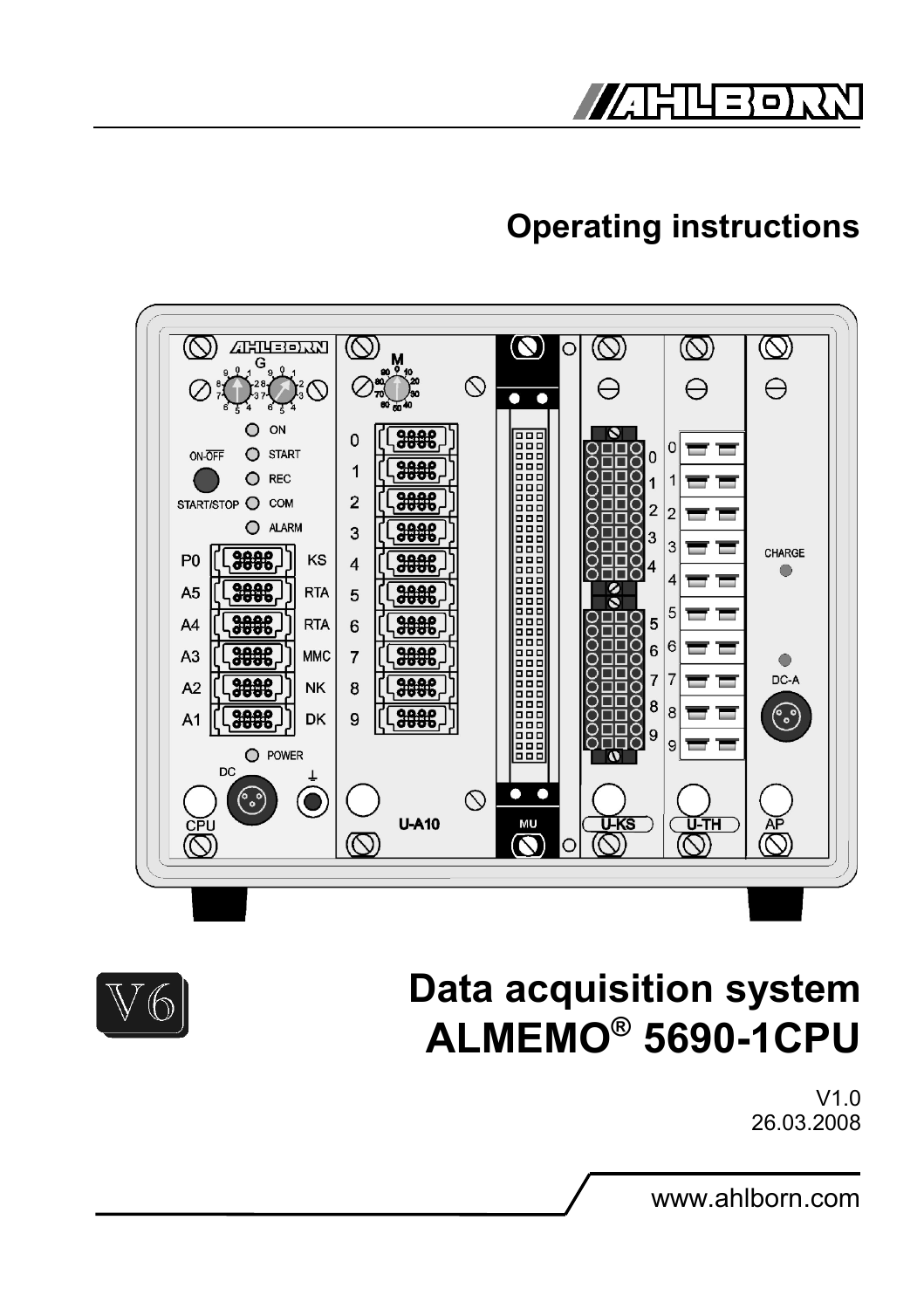# Operating instructions

V6

# Data acquisition system ALMEMO® 5690-1CPU

V1.0
26.03.2008

www.ahlborn.com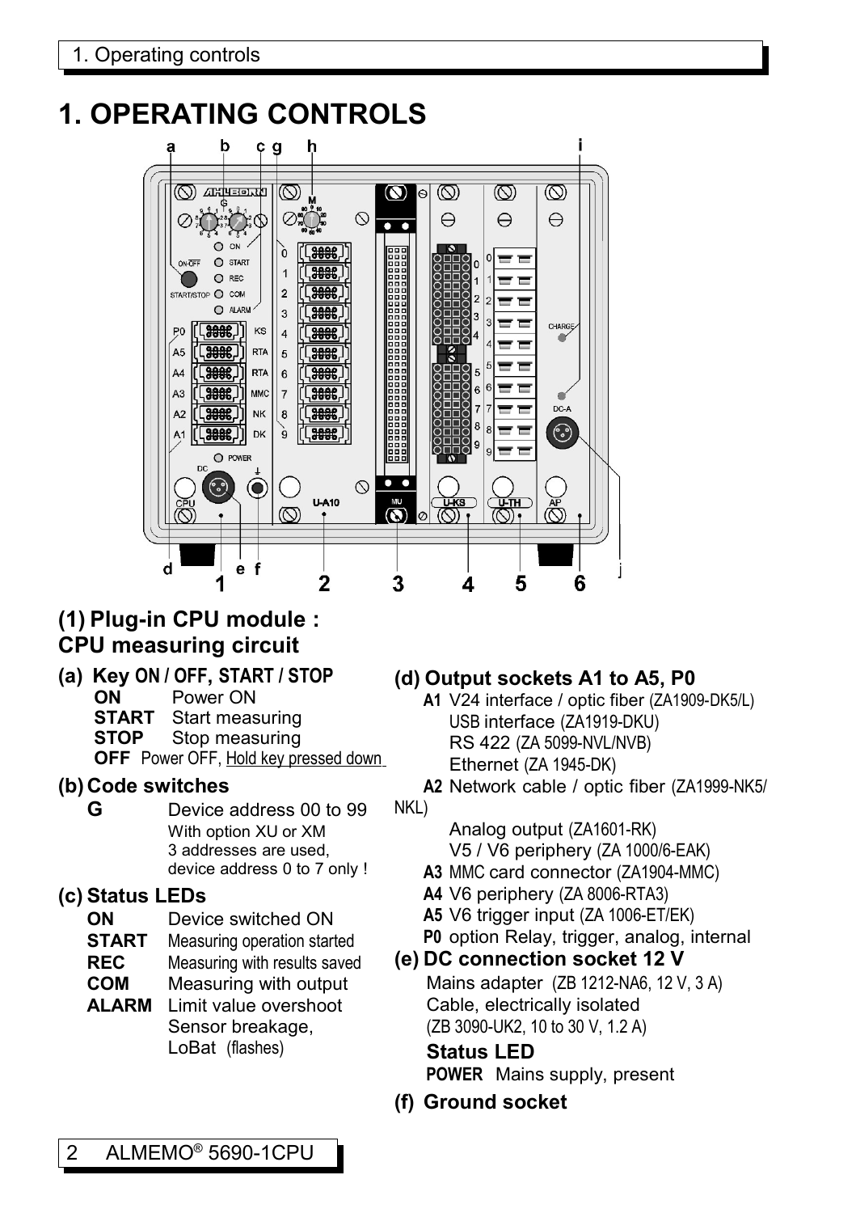# 1. OPERATING CONTROLS

## (1) Plug-in CPU module : CPU measuring circuit

### (a) Key ON / OFF, START / STOP

**ON** Power ON
**START** Start measuring
**STOP** Stop measuring
**OFF** Power OFF, Hold key pressed down

### (b) Code switches

**G** Device address 00 to 99
With option XU or XM
3 addresses are used,
device address 0 to 7 only !

### (c) Status LEDs

**ON** Device switched ON
**START** Measuring operation started
**REC** Measuring with results saved
**COM** Measuring with output
**ALARM** Limit value overshoot
Sensor breakage,
LoBat (flashes)

### (d) Output sockets A1 to A5, P0

**A1** V24 interface / optic fiber (ZA1909-DK5/L)
USB interface (ZA1919-DKU)
RS 422 (ZA 5099-NVL/NVB)
Ethernet (ZA 1945-DK)
**A2** Network cable / optic fiber (ZA1999-NK5/NKL)
Analog output (ZA1601-RK)
V5 / V6 periphery (ZA 1000/6-EAK)
**A3** MMC card connector (ZA1904-MMC)
**A4** V6 periphery (ZA 8006-RTA3)
**A5** V6 trigger input (ZA 1006-ET/EK)
**P0** option Relay, trigger, analog, internal

### (e) DC connection socket 12 V

Mains adapter (ZB 1212-NA6, 12 V, 3 A)
Cable, electrically isolated
(ZB 3090-UK2, 10 to 30 V, 1.2 A)

**Status LED**
**POWER** Mains supply, present

### (f) Ground socket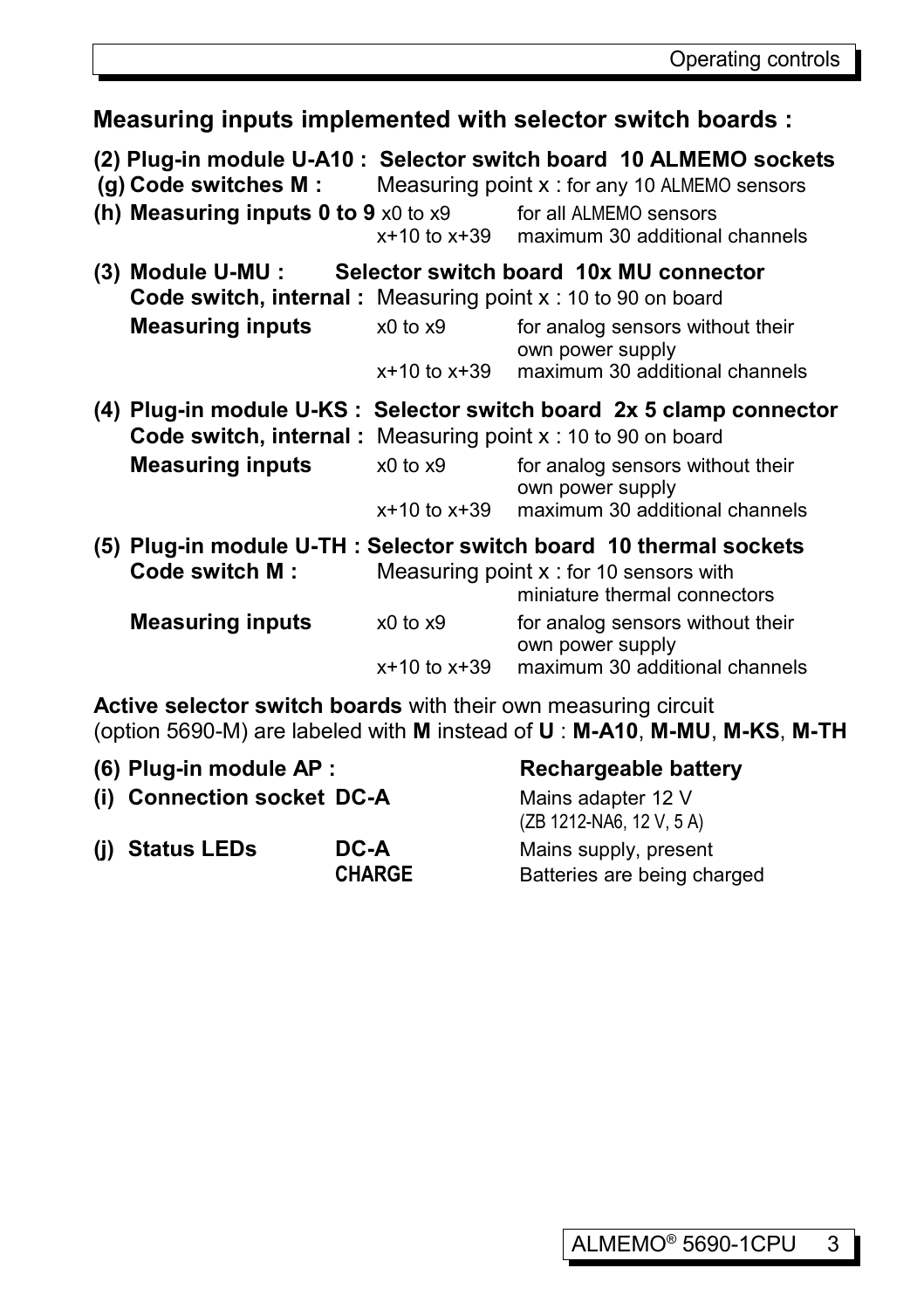## Measuring inputs implemented with selector switch boards :

**(2) Plug-in module U-A10 : Selector switch board 10 ALMEMO sockets**

| | | |
|---|---|---|
| **(g) Code switches M :** | Measuring point x : for any 10 ALMEMO sensors | |
| **(h) Measuring inputs 0 to 9** | x0 to x9 | for all ALMEMO sensors |
| | x+10 to x+39 | maximum 30 additional channels |

**(3) Module U-MU : Selector switch board 10x MU connector**

| | | |
|---|---|---|
| **Code switch, internal :** | Measuring point x : 10 to 90 on board | |
| **Measuring inputs** | x0 to x9 | for analog sensors without their own power supply |
| | x+10 to x+39 | maximum 30 additional channels |

**(4) Plug-in module U-KS : Selector switch board 2x 5 clamp connector**

| | | |
|---|---|---|
| **Code switch, internal :** | Measuring point x : 10 to 90 on board | |
| **Measuring inputs** | x0 to x9 | for analog sensors without their own power supply |
| | x+10 to x+39 | maximum 30 additional channels |

**(5) Plug-in module U-TH : Selector switch board 10 thermal sockets**

| | | |
|---|---|---|
| **Code switch M :** | Measuring point x : for 10 sensors with miniature thermal connectors | |
| **Measuring inputs** | x0 to x9 | for analog sensors without their own power supply |
| | x+10 to x+39 | maximum 30 additional channels |

**Active selector switch boards** with their own measuring circuit (option 5690-M) are labeled with **M** instead of **U** : **M-A10**, **M-MU**, **M-KS**, **M-TH**

| | | |
|---|---|---|
| **(6) Plug-in module AP :** | | **Rechargeable battery** |
| **(i) Connection socket DC-A** | | Mains adapter 12 V (ZB 1212-NA6, 12 V, 5 A) |
| **(j) Status LEDs** | **DC-A** | Mains supply, present |
| | **CHARGE** | Batteries are being charged |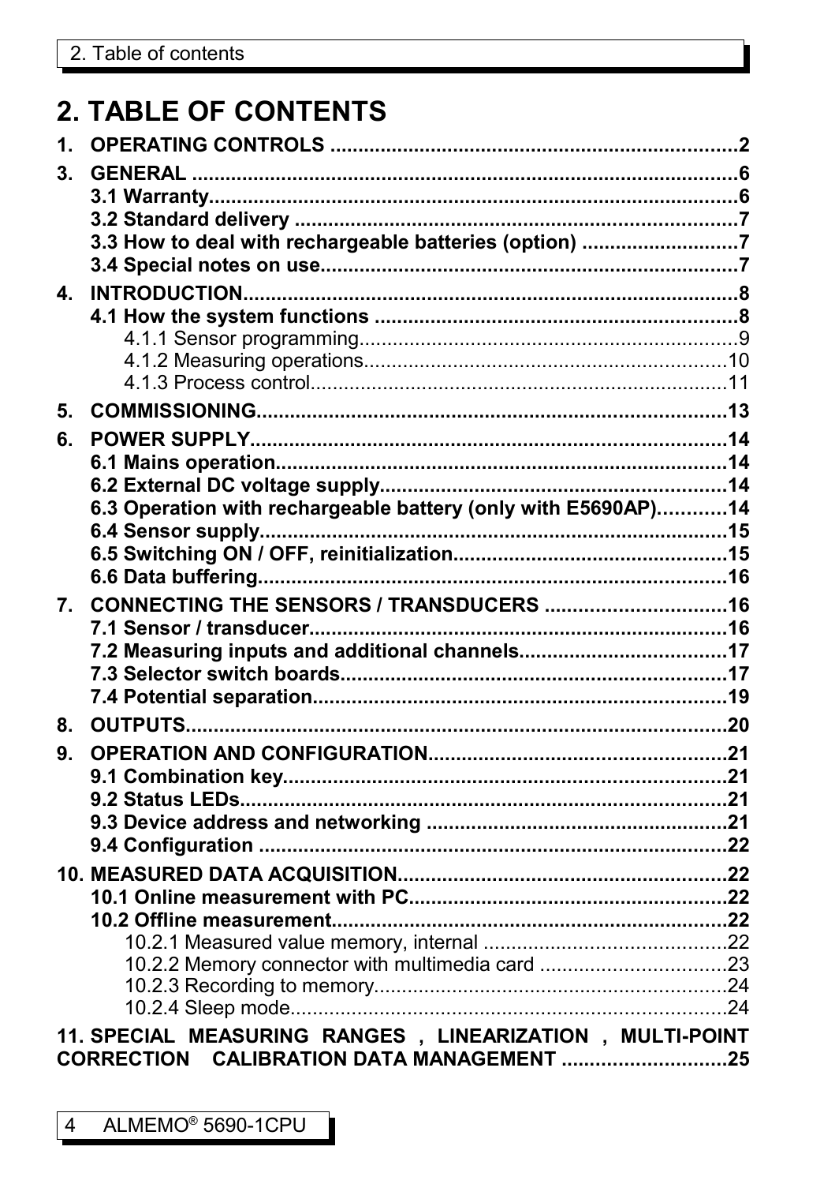# 2. TABLE OF CONTENTS

**1. OPERATING CONTROLS ........................................................................2**

**3. GENERAL ................................................................................................6**
- **3.1 Warranty..............................................................................................6**
- **3.2 Standard delivery ...............................................................................7**
- **3.3 How to deal with rechargeable batteries (option) ............................7**
- **3.4 Special notes on use..........................................................................7**

**4. INTRODUCTION........................................................................................8**
- **4.1 How the system functions .................................................................8**
  - 4.1.1 Sensor programming....................................................................9
  - 4.1.2 Measuring operations.................................................................10
  - 4.1.3 Process control..........................................................................11

**5. COMMISSIONING...................................................................................13**

**6. POWER SUPPLY.....................................................................................14**
- **6.1 Mains operation..................................................................................14**
- **6.2 External DC voltage supply...............................................................14**
- **6.3 Operation with rechargeable battery (only with E5690AP)............14**
- **6.4 Sensor supply.....................................................................................15**
- **6.5 Switching ON / OFF, reinitialization.................................................15**
- **6.6 Data buffering.....................................................................................16**

**7. CONNECTING THE SENSORS / TRANSDUCERS ................................16**
- **7.1 Sensor / transducer............................................................................16**
- **7.2 Measuring inputs and additional channels.....................................17**
- **7.3 Selector switch boards......................................................................17**
- **7.4 Potential separation...........................................................................19**

**8. OUTPUTS.................................................................................................20**

**9. OPERATION AND CONFIGURATION.....................................................21**
- **9.1 Combination key................................................................................21**
- **9.2 Status LEDs........................................................................................21**
- **9.3 Device address and networking ......................................................21**
- **9.4 Configuration .....................................................................................22**

**10. MEASURED DATA ACQUISITION..........................................................22**
- **10.1 Online measurement with PC..........................................................22**
- **10.2 Offline measurement.......................................................................22**
  - 10.2.1 Measured value memory, internal ...........................................22
  - 10.2.2 Memory connector with multimedia card .................................23
  - 10.2.3 Recording to memory...............................................................24
  - 10.2.4 Sleep mode..............................................................................24

**11. SPECIAL MEASURING RANGES , LINEARIZATION , MULTI-POINT CORRECTION CALIBRATION DATA MANAGEMENT .............................25**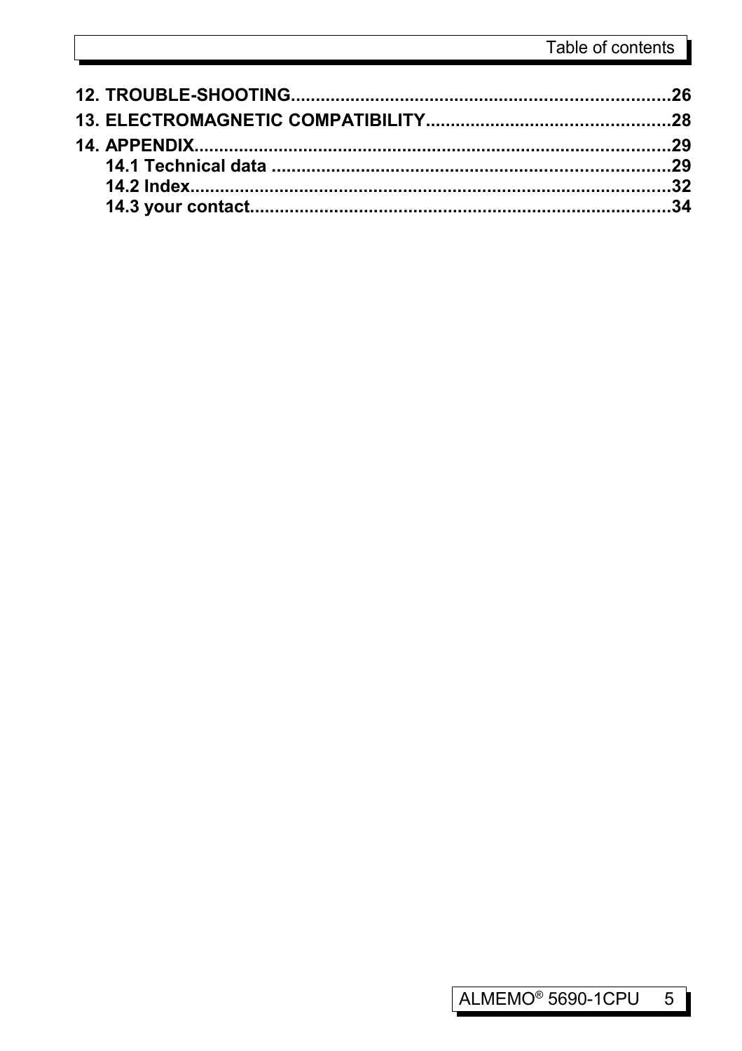**12. TROUBLE-SHOOTING............................................................................26**
**13. ELECTROMAGNETIC COMPATIBILITY.................................................28**
**14. APPENDIX..................................................................................................29**
**14.1 Technical data ..................................................................................29**
**14.2 Index.....................................................................................................32**
**14.3 your contact........................................................................................34**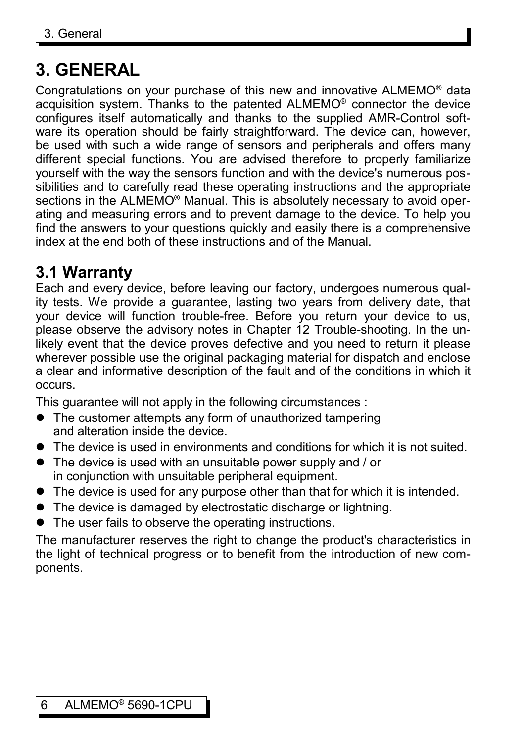# 3. GENERAL

Congratulations on your purchase of this new and innovative ALMEMO® data acquisition system. Thanks to the patented ALMEMO® connector the device configures itself automatically and thanks to the supplied AMR-Control software its operation should be fairly straightforward. The device can, however, be used with such a wide range of sensors and peripherals and offers many different special functions. You are advised therefore to properly familiarize yourself with the way the sensors function and with the device's numerous possibilities and to carefully read these operating instructions and the appropriate sections in the ALMEMO® Manual. This is absolutely necessary to avoid operating and measuring errors and to prevent damage to the device. To help you find the answers to your questions quickly and easily there is a comprehensive index at the end both of these instructions and of the Manual.

## 3.1 Warranty

Each and every device, before leaving our factory, undergoes numerous quality tests. We provide a guarantee, lasting two years from delivery date, that your device will function trouble-free. Before you return your device to us, please observe the advisory notes in Chapter 12 Trouble-shooting. In the unlikely event that the device proves defective and you need to return it please wherever possible use the original packaging material for dispatch and enclose a clear and informative description of the fault and of the conditions in which it occurs.

This guarantee will not apply in the following circumstances :

- The customer attempts any form of unauthorized tampering and alteration inside the device.
- The device is used in environments and conditions for which it is not suited.
- The device is used with an unsuitable power supply and / or in conjunction with unsuitable peripheral equipment.
- The device is used for any purpose other than that for which it is intended.
- The device is damaged by electrostatic discharge or lightning.
- The user fails to observe the operating instructions.

The manufacturer reserves the right to change the product's characteristics in the light of technical progress or to benefit from the introduction of new components.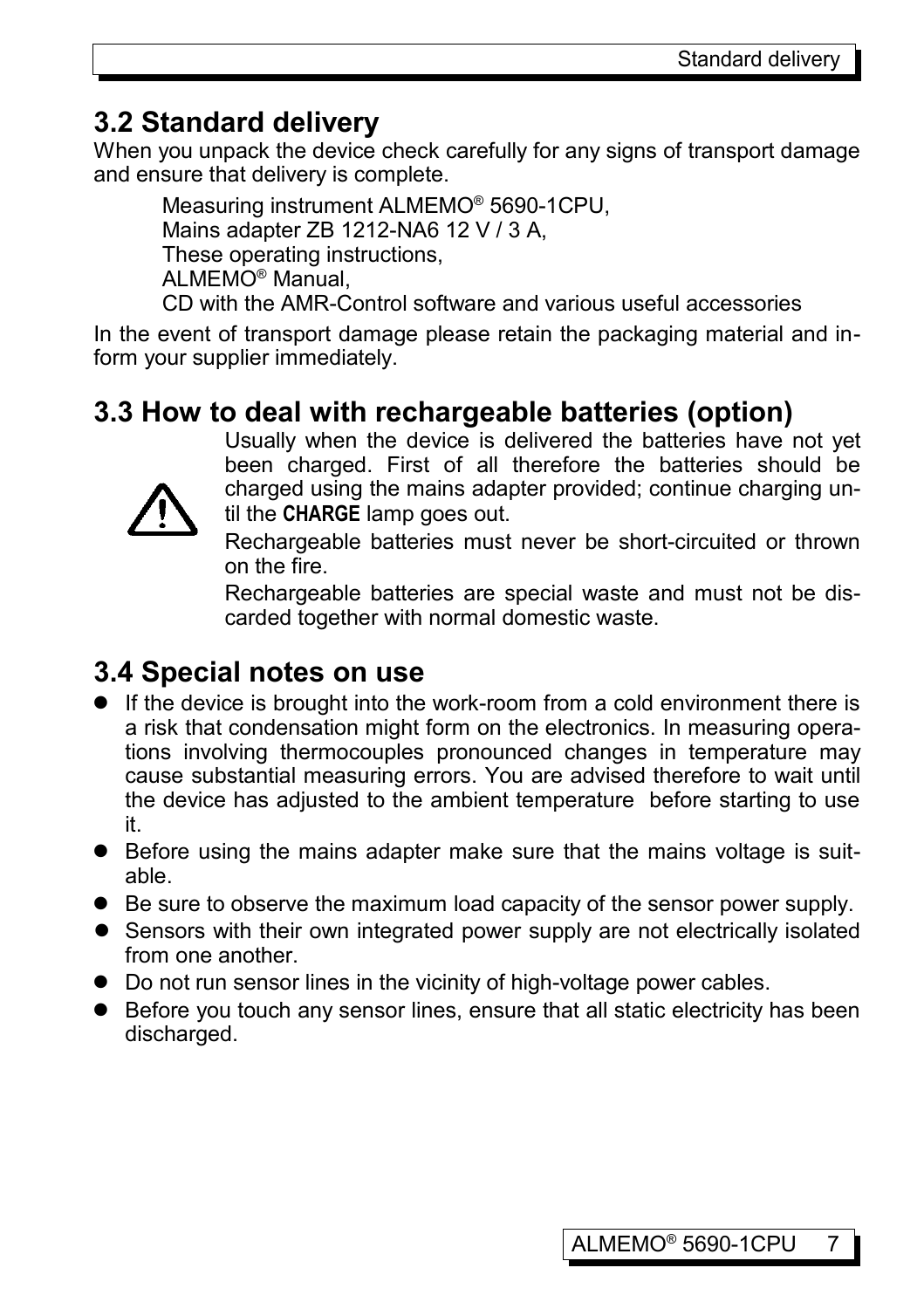## 3.2 Standard delivery

When you unpack the device check carefully for any signs of transport damage and ensure that delivery is complete.

Measuring instrument ALMEMO® 5690-1CPU,
Mains adapter ZB 1212-NA6 12 V / 3 A,
These operating instructions,
ALMEMO® Manual,
CD with the AMR-Control software and various useful accessories

In the event of transport damage please retain the packaging material and inform your supplier immediately.

## 3.3 How to deal with rechargeable batteries (option)

Usually when the device is delivered the batteries have not yet been charged. First of all therefore the batteries should be charged using the mains adapter provided; continue charging until the **CHARGE** lamp goes out.

Rechargeable batteries must never be short-circuited or thrown on the fire.

Rechargeable batteries are special waste and must not be discarded together with normal domestic waste.

## 3.4 Special notes on use

- If the device is brought into the work-room from a cold environment there is a risk that condensation might form on the electronics. In measuring operations involving thermocouples pronounced changes in temperature may cause substantial measuring errors. You are advised therefore to wait until the device has adjusted to the ambient temperature before starting to use it.
- Before using the mains adapter make sure that the mains voltage is suitable.
- Be sure to observe the maximum load capacity of the sensor power supply.
- Sensors with their own integrated power supply are not electrically isolated from one another.
- Do not run sensor lines in the vicinity of high-voltage power cables.
- Before you touch any sensor lines, ensure that all static electricity has been discharged.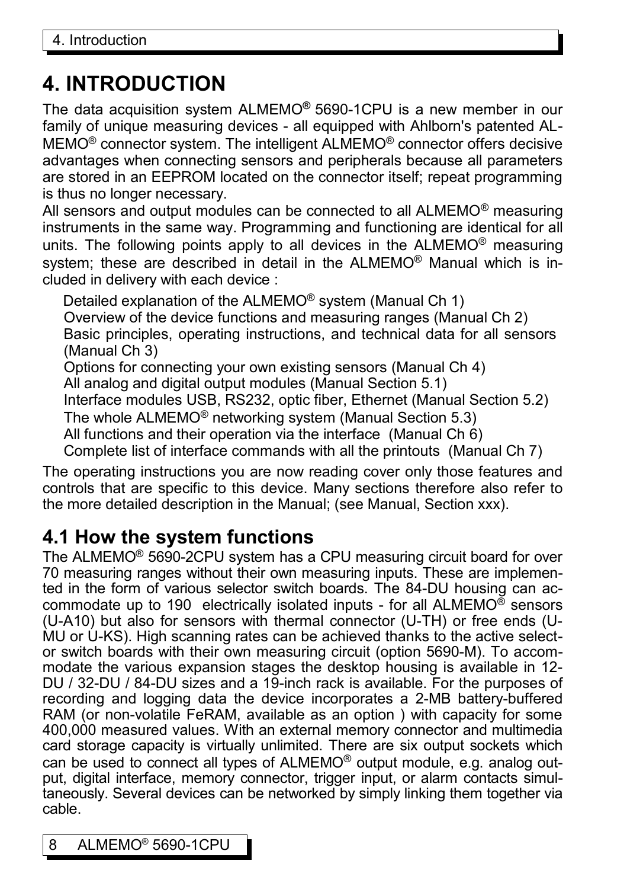# 4. INTRODUCTION

The data acquisition system ALMEMO® 5690-1CPU is a new member in our family of unique measuring devices - all equipped with Ahlborn's patented ALMEMO® connector system. The intelligent ALMEMO® connector offers decisive advantages when connecting sensors and peripherals because all parameters are stored in an EEPROM located on the connector itself; repeat programming is thus no longer necessary.

All sensors and output modules can be connected to all ALMEMO® measuring instruments in the same way. Programming and functioning are identical for all units. The following points apply to all devices in the ALMEMO® measuring system; these are described in detail in the ALMEMO® Manual which is included in delivery with each device :

- Detailed explanation of the ALMEMO® system (Manual Ch 1)
- Overview of the device functions and measuring ranges (Manual Ch 2)
- Basic principles, operating instructions, and technical data for all sensors (Manual Ch 3)
- Options for connecting your own existing sensors (Manual Ch 4)
- All analog and digital output modules (Manual Section 5.1)
- Interface modules USB, RS232, optic fiber, Ethernet (Manual Section 5.2)
- The whole ALMEMO® networking system (Manual Section 5.3)
- All functions and their operation via the interface (Manual Ch 6)
- Complete list of interface commands with all the printouts (Manual Ch 7)

The operating instructions you are now reading cover only those features and controls that are specific to this device. Many sections therefore also refer to the more detailed description in the Manual; (see Manual, Section xxx).

## 4.1 How the system functions

The ALMEMO® 5690-2CPU system has a CPU measuring circuit board for over 70 measuring ranges without their own measuring inputs. These are implemented in the form of various selector switch boards. The 84-DU housing can accommodate up to 190 electrically isolated inputs - for all ALMEMO® sensors (U-A10) but also for sensors with thermal connector (U-TH) or free ends (U-MU or U-KS). High scanning rates can be achieved thanks to the active selector switch boards with their own measuring circuit (option 5690-M). To accommodate the various expansion stages the desktop housing is available in 12-DU / 32-DU / 84-DU sizes and a 19-inch rack is available. For the purposes of recording and logging data the device incorporates a 2-MB battery-buffered RAM (or non-volatile FeRAM, available as an option ) with capacity for some 400,000 measured values. With an external memory connector and multimedia card storage capacity is virtually unlimited. There are six output sockets which can be used to connect all types of ALMEMO® output module, e.g. analog output, digital interface, memory connector, trigger input, or alarm contacts simultaneously. Several devices can be networked by simply linking them together via cable.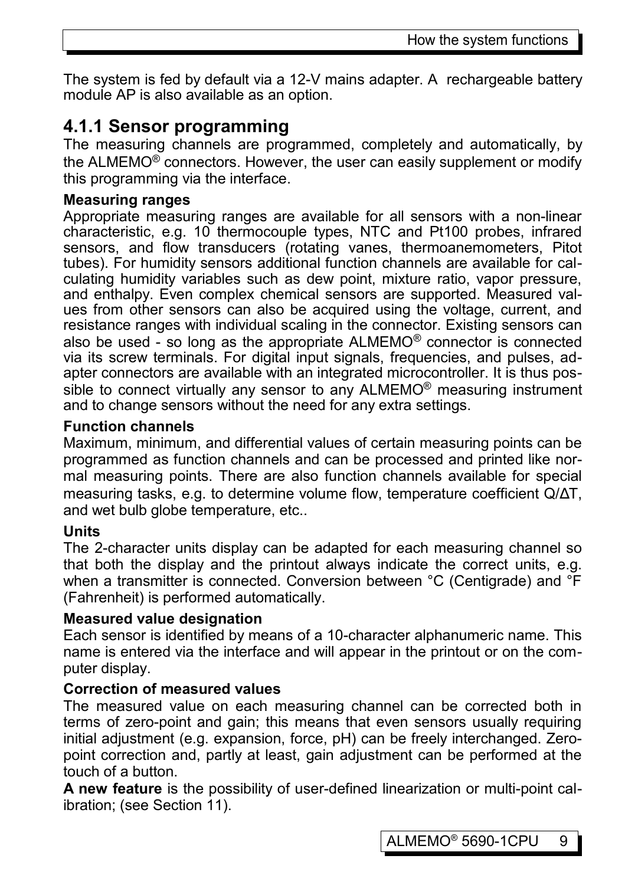The system is fed by default via a 12-V mains adapter. A rechargeable battery module AP is also available as an option.

### 4.1.1 Sensor programming

The measuring channels are programmed, completely and automatically, by the ALMEMO® connectors. However, the user can easily supplement or modify this programming via the interface.

**Measuring ranges**

Appropriate measuring ranges are available for all sensors with a non-linear characteristic, e.g. 10 thermocouple types, NTC and Pt100 probes, infrared sensors, and flow transducers (rotating vanes, thermoanemometers, Pitot tubes). For humidity sensors additional function channels are available for calculating humidity variables such as dew point, mixture ratio, vapor pressure, and enthalpy. Even complex chemical sensors are supported. Measured values from other sensors can also be acquired using the voltage, current, and resistance ranges with individual scaling in the connector. Existing sensors can also be used - so long as the appropriate ALMEMO® connector is connected via its screw terminals. For digital input signals, frequencies, and pulses, adapter connectors are available with an integrated microcontroller. It is thus possible to connect virtually any sensor to any ALMEMO® measuring instrument and to change sensors without the need for any extra settings.

**Function channels**

Maximum, minimum, and differential values of certain measuring points can be programmed as function channels and can be processed and printed like normal measuring points. There are also function channels available for special measuring tasks, e.g. to determine volume flow, temperature coefficient Q/ΔT, and wet bulb globe temperature, etc..

**Units**

The 2-character units display can be adapted for each measuring channel so that both the display and the printout always indicate the correct units, e.g. when a transmitter is connected. Conversion between °C (Centigrade) and °F (Fahrenheit) is performed automatically.

**Measured value designation**

Each sensor is identified by means of a 10-character alphanumeric name. This name is entered via the interface and will appear in the printout or on the computer display.

**Correction of measured values**

The measured value on each measuring channel can be corrected both in terms of zero-point and gain; this means that even sensors usually requiring initial adjustment (e.g. expansion, force, pH) can be freely interchanged. Zero-point correction and, partly at least, gain adjustment can be performed at the touch of a button.

**A new feature** is the possibility of user-defined linearization or multi-point calibration; (see Section 11).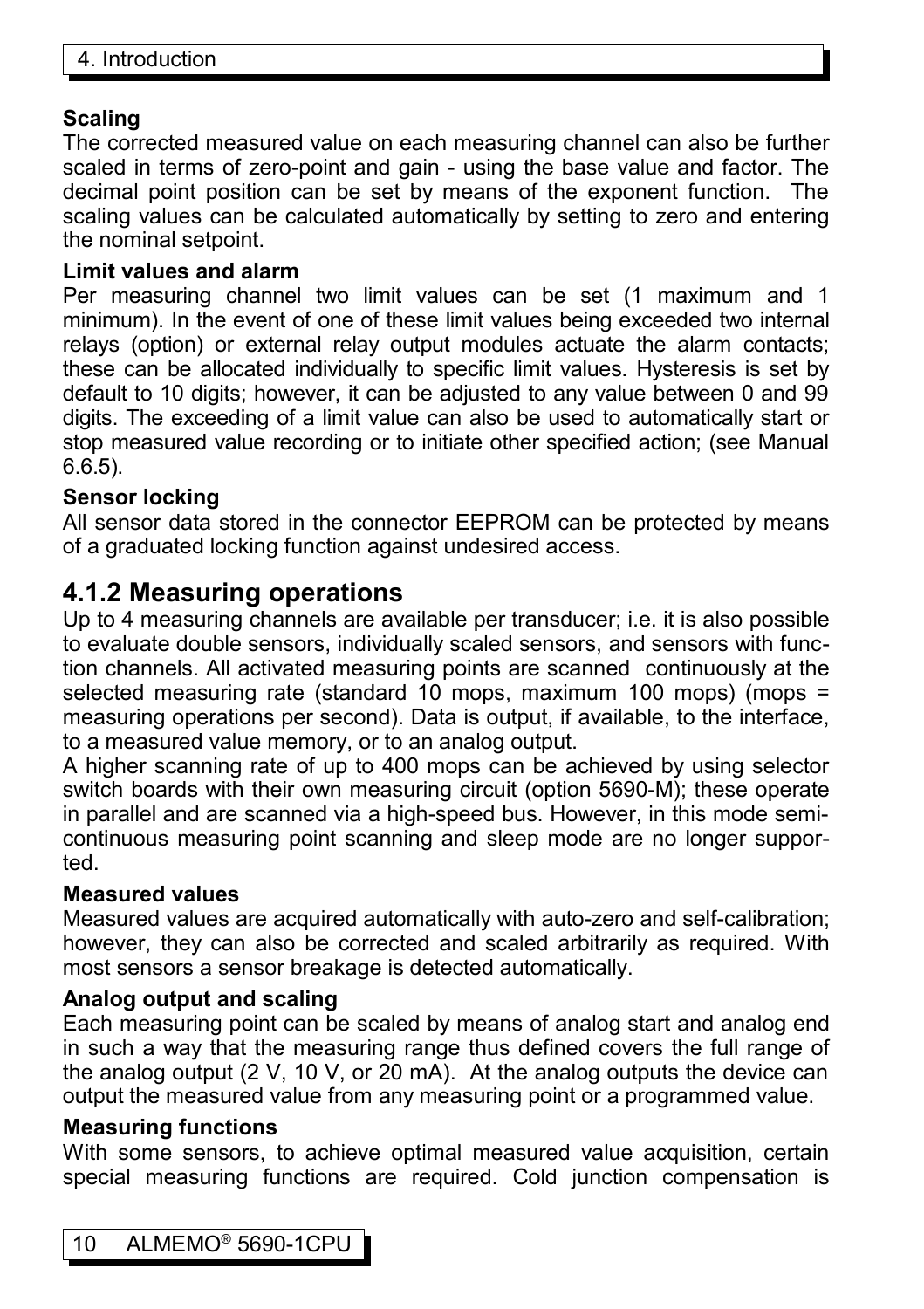**Scaling**

The corrected measured value on each measuring channel can also be further scaled in terms of zero-point and gain - using the base value and factor. The decimal point position can be set by means of the exponent function. The scaling values can be calculated automatically by setting to zero and entering the nominal setpoint.

**Limit values and alarm**

Per measuring channel two limit values can be set (1 maximum and 1 minimum). In the event of one of these limit values being exceeded two internal relays (option) or external relay output modules actuate the alarm contacts; these can be allocated individually to specific limit values. Hysteresis is set by default to 10 digits; however, it can be adjusted to any value between 0 and 99 digits. The exceeding of a limit value can also be used to automatically start or stop measured value recording or to initiate other specified action; (see Manual 6.6.5).

**Sensor locking**

All sensor data stored in the connector EEPROM can be protected by means of a graduated locking function against undesired access.

## 4.1.2 Measuring operations

Up to 4 measuring channels are available per transducer; i.e. it is also possible to evaluate double sensors, individually scaled sensors, and sensors with function channels. All activated measuring points are scanned continuously at the selected measuring rate (standard 10 mops, maximum 100 mops) (mops = measuring operations per second). Data is output, if available, to the interface, to a measured value memory, or to an analog output.

A higher scanning rate of up to 400 mops can be achieved by using selector switch boards with their own measuring circuit (option 5690-M); these operate in parallel and are scanned via a high-speed bus. However, in this mode semi-continuous measuring point scanning and sleep mode are no longer supported.

**Measured values**

Measured values are acquired automatically with auto-zero and self-calibration; however, they can also be corrected and scaled arbitrarily as required. With most sensors a sensor breakage is detected automatically.

**Analog output and scaling**

Each measuring point can be scaled by means of analog start and analog end in such a way that the measuring range thus defined covers the full range of the analog output (2 V, 10 V, or 20 mA). At the analog outputs the device can output the measured value from any measuring point or a programmed value.

**Measuring functions**

With some sensors, to achieve optimal measured value acquisition, certain special measuring functions are required. Cold junction compensation is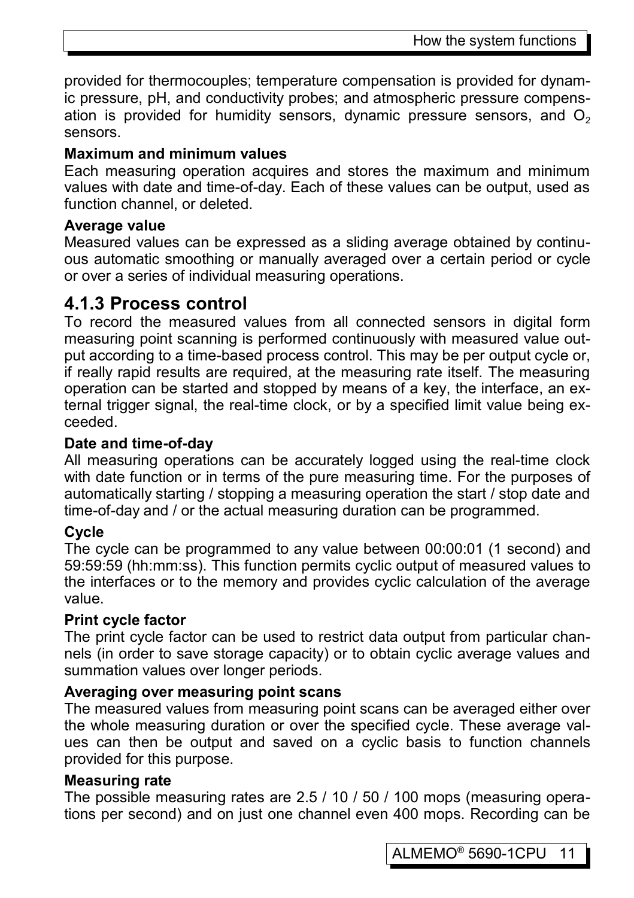provided for thermocouples; temperature compensation is provided for dynamic pressure, pH, and conductivity probes; and atmospheric pressure compensation is provided for humidity sensors, dynamic pressure sensors, and $O_2$ sensors.

**Maximum and minimum values**
Each measuring operation acquires and stores the maximum and minimum values with date and time-of-day. Each of these values can be output, used as function channel, or deleted.

**Average value**
Measured values can be expressed as a sliding average obtained by continuous automatic smoothing or manually averaged over a certain period or cycle or over a series of individual measuring operations.

## 4.1.3 Process control

To record the measured values from all connected sensors in digital form measuring point scanning is performed continuously with measured value output according to a time-based process control. This may be per output cycle or, if really rapid results are required, at the measuring rate itself. The measuring operation can be started and stopped by means of a key, the interface, an external trigger signal, the real-time clock, or by a specified limit value being exceeded.

**Date and time-of-day**
All measuring operations can be accurately logged using the real-time clock with date function or in terms of the pure measuring time. For the purposes of automatically starting / stopping a measuring operation the start / stop date and time-of-day and / or the actual measuring duration can be programmed.

**Cycle**
The cycle can be programmed to any value between 00:00:01 (1 second) and 59:59:59 (hh:mm:ss). This function permits cyclic output of measured values to the interfaces or to the memory and provides cyclic calculation of the average value.

**Print cycle factor**
The print cycle factor can be used to restrict data output from particular channels (in order to save storage capacity) or to obtain cyclic average values and summation values over longer periods.

**Averaging over measuring point scans**
The measured values from measuring point scans can be averaged either over the whole measuring duration or over the specified cycle. These average values can then be output and saved on a cyclic basis to function channels provided for this purpose.

**Measuring rate**
The possible measuring rates are 2.5 / 10 / 50 / 100 mops (measuring operations per second) and on just one channel even 400 mops. Recording can be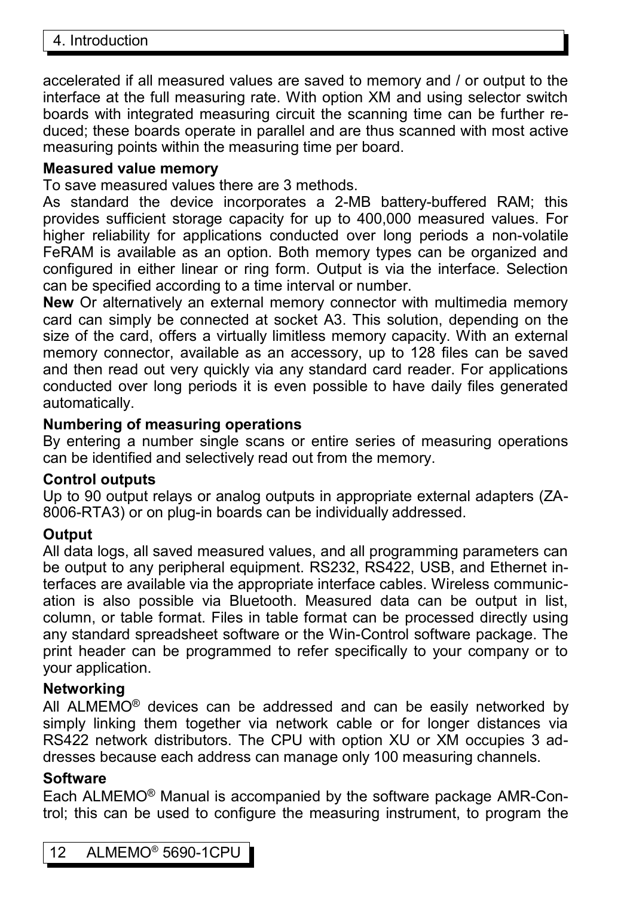accelerated if all measured values are saved to memory and / or output to the interface at the full measuring rate. With option XM and using selector switch boards with integrated measuring circuit the scanning time can be further reduced; these boards operate in parallel and are thus scanned with most active measuring points within the measuring time per board.

**Measured value memory**

To save measured values there are 3 methods.

As standard the device incorporates a 2-MB battery-buffered RAM; this provides sufficient storage capacity for up to 400,000 measured values. For higher reliability for applications conducted over long periods a non-volatile FeRAM is available as an option. Both memory types can be organized and configured in either linear or ring form. Output is via the interface. Selection can be specified according to a time interval or number.

**New** Or alternatively an external memory connector with multimedia memory card can simply be connected at socket A3. This solution, depending on the size of the card, offers a virtually limitless memory capacity. With an external memory connector, available as an accessory, up to 128 files can be saved and then read out very quickly via any standard card reader. For applications conducted over long periods it is even possible to have daily files generated automatically.

**Numbering of measuring operations**

By entering a number single scans or entire series of measuring operations can be identified and selectively read out from the memory.

**Control outputs**

Up to 90 output relays or analog outputs in appropriate external adapters (ZA-8006-RTA3) or on plug-in boards can be individually addressed.

**Output**

All data logs, all saved measured values, and all programming parameters can be output to any peripheral equipment. RS232, RS422, USB, and Ethernet interfaces are available via the appropriate interface cables. Wireless communication is also possible via Bluetooth. Measured data can be output in list, column, or table format. Files in table format can be processed directly using any standard spreadsheet software or the Win-Control software package. The print header can be programmed to refer specifically to your company or to your application.

**Networking**

All ALMEMO® devices can be addressed and can be easily networked by simply linking them together via network cable or for longer distances via RS422 network distributors. The CPU with option XU or XM occupies 3 addresses because each address can manage only 100 measuring channels.

**Software**

Each ALMEMO® Manual is accompanied by the software package AMR-Control; this can be used to configure the measuring instrument, to program the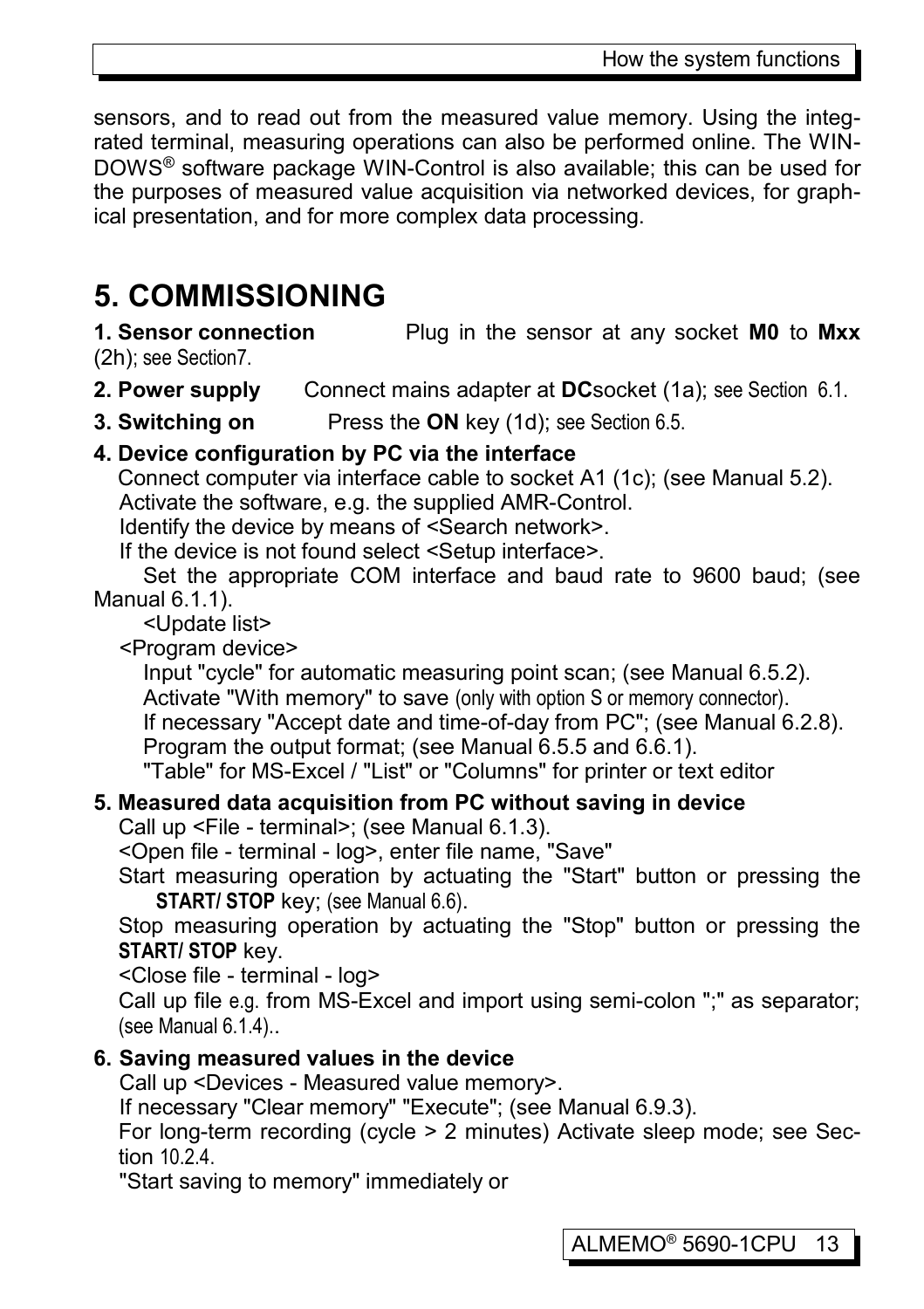sensors, and to read out from the measured value memory. Using the integrated terminal, measuring operations can also be performed online. The WINDOWS® software package WIN-Control is also available; this can be used for the purposes of measured value acquisition via networked devices, for graphical presentation, and for more complex data processing.

# 5. COMMISSIONING

**1. Sensor connection** Plug in the sensor at any socket **M0** to **Mxx** (2h); see Section7.

**2. Power supply** Connect mains adapter at **DC**socket (1a); see Section 6.1.

**3. Switching on** Press the **ON** key (1d); see Section 6.5.

**4. Device configuration by PC via the interface**

Connect computer via interface cable to socket A1 (1c); (see Manual 5.2).
Activate the software, e.g. the supplied AMR-Control.
Identify the device by means of <Search network>.
If the device is not found select <Setup interface>.
Set the appropriate COM interface and baud rate to 9600 baud; (see Manual 6.1.1).
<Update list>
<Program device>
Input "cycle" for automatic measuring point scan; (see Manual 6.5.2).
Activate "With memory" to save (only with option S or memory connector).
If necessary "Accept date and time-of-day from PC"; (see Manual 6.2.8).
Program the output format; (see Manual 6.5.5 and 6.6.1).
"Table" for MS-Excel / "List" or "Columns" for printer or text editor

**5. Measured data acquisition from PC without saving in device**

Call up <File - terminal>; (see Manual 6.1.3).
<Open file - terminal - log>, enter file name, "Save"
Start measuring operation by actuating the "Start" button or pressing the **START/ STOP** key; (see Manual 6.6).
Stop measuring operation by actuating the "Stop" button or pressing the **START/ STOP** key.
<Close file - terminal - log>
Call up file e.g. from MS-Excel and import using semi-colon ";" as separator; (see Manual 6.1.4)..

**6. Saving measured values in the device**

Call up <Devices - Measured value memory>.
If necessary "Clear memory" "Execute"; (see Manual 6.9.3).
For long-term recording (cycle > 2 minutes) Activate sleep mode; see Section 10.2.4.
"Start saving to memory" immediately or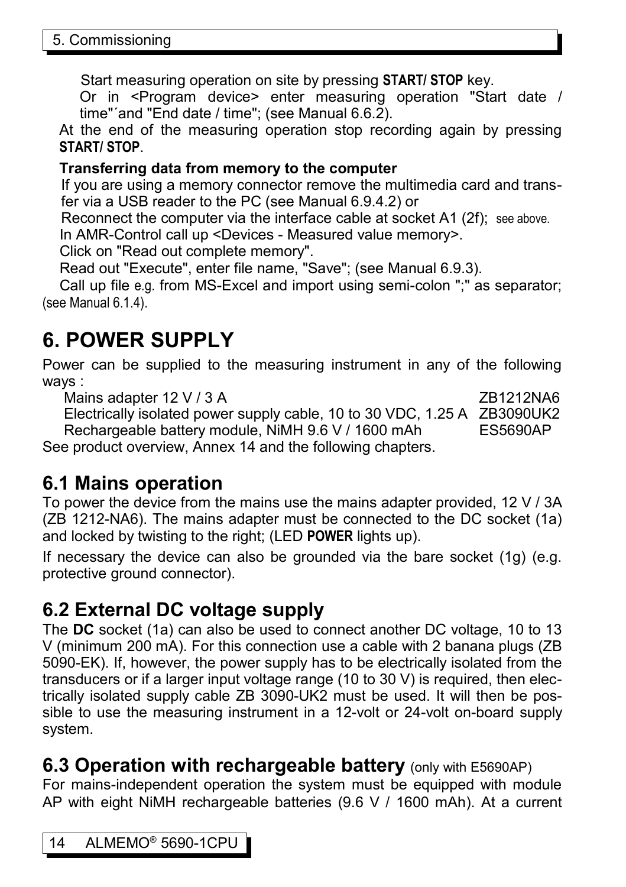Start measuring operation on site by pressing **START/ STOP** key.

Or in <Program device> enter measuring operation "Start date / time"´and "End date / time"; (see Manual 6.6.2).

At the end of the measuring operation stop recording again by pressing **START/ STOP**.

**Transferring data from memory to the computer**

If you are using a memory connector remove the multimedia card and transfer via a USB reader to the PC (see Manual 6.9.4.2) or

Reconnect the computer via the interface cable at socket A1 (2f); see above.

In AMR-Control call up <Devices - Measured value memory>.

Click on "Read out complete memory".

Read out "Execute", enter file name, "Save"; (see Manual 6.9.3).

Call up file e.g. from MS-Excel and import using semi-colon ";" as separator; (see Manual 6.1.4).

# 6. POWER SUPPLY

Power can be supplied to the measuring instrument in any of the following ways :

| | |
|---|---|
| Mains adapter 12 V / 3 A | ZB1212NA6 |
| Electrically isolated power supply cable, 10 to 30 VDC, 1.25 A | ZB3090UK2 |
| Rechargeable battery module, NiMH 9.6 V / 1600 mAh | ES5690AP |

See product overview, Annex 14 and the following chapters.

## 6.1 Mains operation

To power the device from the mains use the mains adapter provided, 12 V / 3A (ZB 1212-NA6). The mains adapter must be connected to the DC socket (1a) and locked by twisting to the right; (LED **POWER** lights up).

If necessary the device can also be grounded via the bare socket (1g) (e.g. protective ground connector).

## 6.2 External DC voltage supply

The **DC** socket (1a) can also be used to connect another DC voltage, 10 to 13 V (minimum 200 mA). For this connection use a cable with 2 banana plugs (ZB 5090-EK). If, however, the power supply has to be electrically isolated from the transducers or if a larger input voltage range (10 to 30 V) is required, then electrically isolated supply cable ZB 3090-UK2 must be used. It will then be possible to use the measuring instrument in a 12-volt or 24-volt on-board supply system.

## 6.3 Operation with rechargeable battery (only with E5690AP)

For mains-independent operation the system must be equipped with module AP with eight NiMH rechargeable batteries (9.6 V / 1600 mAh). At a current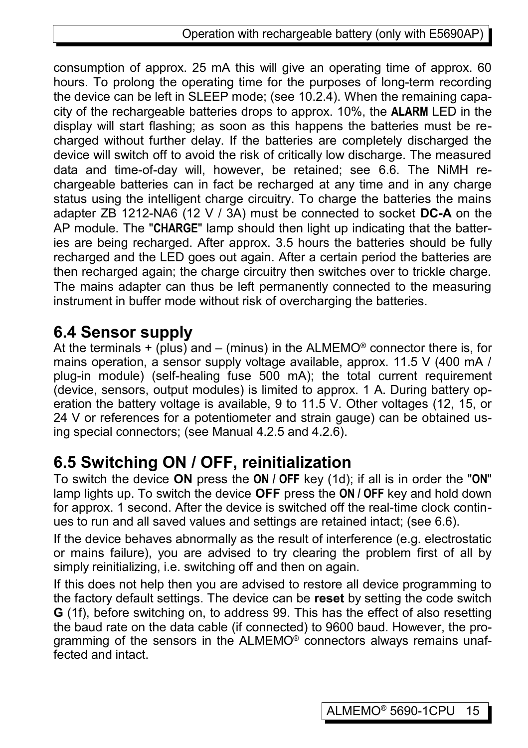consumption of approx. 25 mA this will give an operating time of approx. 60 hours. To prolong the operating time for the purposes of long-term recording the device can be left in SLEEP mode; (see 10.2.4). When the remaining capacity of the rechargeable batteries drops to approx. 10%, the **ALARM** LED in the display will start flashing; as soon as this happens the batteries must be recharged without further delay. If the batteries are completely discharged the device will switch off to avoid the risk of critically low discharge. The measured data and time-of-day will, however, be retained; see 6.6. The NiMH rechargeable batteries can in fact be recharged at any time and in any charge status using the intelligent charge circuitry. To charge the batteries the mains adapter ZB 1212-NA6 (12 V / 3A) must be connected to socket **DC-A** on the AP module. The "**CHARGE**" lamp should then light up indicating that the batteries are being recharged. After approx. 3.5 hours the batteries should be fully recharged and the LED goes out again. After a certain period the batteries are then recharged again; the charge circuitry then switches over to trickle charge. The mains adapter can thus be left permanently connected to the measuring instrument in buffer mode without risk of overcharging the batteries.

## 6.4 Sensor supply

At the terminals + (plus) and – (minus) in the ALMEMO® connector there is, for mains operation, a sensor supply voltage available, approx. 11.5 V (400 mA / plug-in module) (self-healing fuse 500 mA); the total current requirement (device, sensors, output modules) is limited to approx. 1 A. During battery operation the battery voltage is available, 9 to 11.5 V. Other voltages (12, 15, or 24 V or references for a potentiometer and strain gauge) can be obtained using special connectors; (see Manual 4.2.5 and 4.2.6).

## 6.5 Switching ON / OFF, reinitialization

To switch the device **ON** press the **ON / OFF** key (1d); if all is in order the "**ON**" lamp lights up. To switch the device **OFF** press the **ON / OFF** key and hold down for approx. 1 second. After the device is switched off the real-time clock continues to run and all saved values and settings are retained intact; (see 6.6).

If the device behaves abnormally as the result of interference (e.g. electrostatic or mains failure), you are advised to try clearing the problem first of all by simply reinitializing, i.e. switching off and then on again.

If this does not help then you are advised to restore all device programming to the factory default settings. The device can be **reset** by setting the code switch **G** (1f), before switching on, to address 99. This has the effect of also resetting the baud rate on the data cable (if connected) to 9600 baud. However, the programming of the sensors in the ALMEMO® connectors always remains unaffected and intact.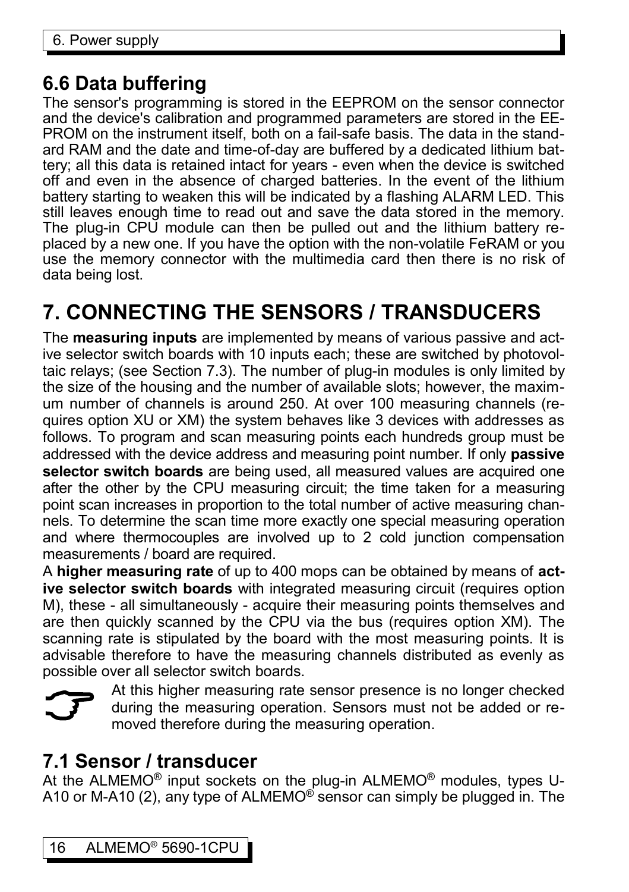## 6.6 Data buffering

The sensor's programming is stored in the EEPROM on the sensor connector and the device's calibration and programmed parameters are stored in the EEPROM on the instrument itself, both on a fail-safe basis. The data in the standard RAM and the date and time-of-day are buffered by a dedicated lithium battery; all this data is retained intact for years - even when the device is switched off and even in the absence of charged batteries. In the event of the lithium battery starting to weaken this will be indicated by a flashing ALARM LED. This still leaves enough time to read out and save the data stored in the memory. The plug-in CPU module can then be pulled out and the lithium battery replaced by a new one. If you have the option with the non-volatile FeRAM or you use the memory connector with the multimedia card then there is no risk of data being lost.

# 7. CONNECTING THE SENSORS / TRANSDUCERS

The **measuring inputs** are implemented by means of various passive and active selector switch boards with 10 inputs each; these are switched by photovoltaic relays; (see Section 7.3). The number of plug-in modules is only limited by the size of the housing and the number of available slots; however, the maximum number of channels is around 250. At over 100 measuring channels (requires option XU or XM) the system behaves like 3 devices with addresses as follows. To program and scan measuring points each hundreds group must be addressed with the device address and measuring point number. If only **passive selector switch boards** are being used, all measured values are acquired one after the other by the CPU measuring circuit; the time taken for a measuring point scan increases in proportion to the total number of active measuring channels. To determine the scan time more exactly one special measuring operation and where thermocouples are involved up to 2 cold junction compensation measurements / board are required.

A **higher measuring rate** of up to 400 mops can be obtained by means of **active selector switch boards** with integrated measuring circuit (requires option M), these - all simultaneously - acquire their measuring points themselves and are then quickly scanned by the CPU via the bus (requires option XM). The scanning rate is stipulated by the board with the most measuring points. It is advisable therefore to have the measuring channels distributed as evenly as possible over all selector switch boards.

At this higher measuring rate sensor presence is no longer checked during the measuring operation. Sensors must not be added or removed therefore during the measuring operation.

## 7.1 Sensor / transducer

At the ALMEMO® input sockets on the plug-in ALMEMO® modules, types U-A10 or M-A10 (2), any type of ALMEMO® sensor can simply be plugged in. The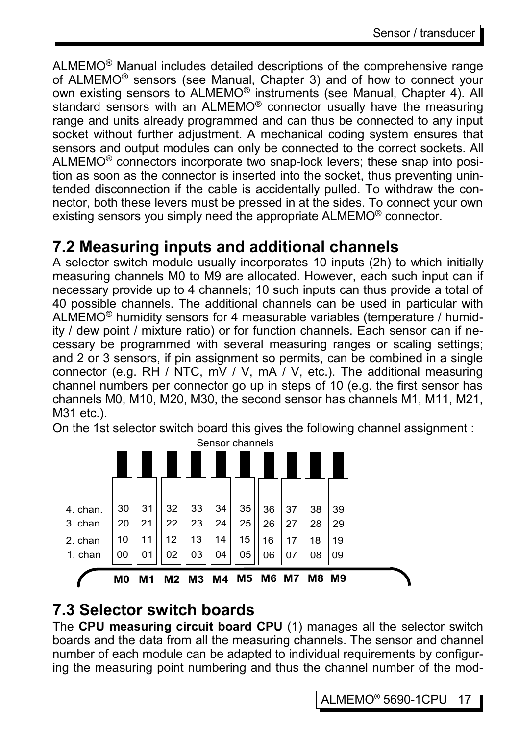ALMEMO® Manual includes detailed descriptions of the comprehensive range of ALMEMO® sensors (see Manual, Chapter 3) and of how to connect your own existing sensors to ALMEMO® instruments (see Manual, Chapter 4). All standard sensors with an ALMEMO® connector usually have the measuring range and units already programmed and can thus be connected to any input socket without further adjustment. A mechanical coding system ensures that sensors and output modules can only be connected to the correct sockets. All ALMEMO® connectors incorporate two snap-lock levers; these snap into position as soon as the connector is inserted into the socket, thus preventing unintended disconnection if the cable is accidentally pulled. To withdraw the connector, both these levers must be pressed in at the sides. To connect your own existing sensors you simply need the appropriate ALMEMO® connector.

## 7.2 Measuring inputs and additional channels

A selector switch module usually incorporates 10 inputs (2h) to which initially measuring channels M0 to M9 are allocated. However, each such input can if necessary provide up to 4 channels; 10 such inputs can thus provide a total of 40 possible channels. The additional channels can be used in particular with ALMEMO® humidity sensors for 4 measurable variables (temperature / humidity / dew point / mixture ratio) or for function channels. Each sensor can if necessary be programmed with several measuring ranges or scaling settings; and 2 or 3 sensors, if pin assignment so permits, can be combined in a single connector (e.g. RH / NTC, mV / V, mA / V, etc.). The additional measuring channel numbers per connector go up in steps of 10 (e.g. the first sensor has channels M0, M10, M20, M30, the second sensor has channels M1, M11, M21, M31 etc.).

On the 1st selector switch board this gives the following channel assignment :

Sensor channels

| | M0 | M1 | M2 | M3 | M4 | M5 | M6 | M7 | M8 | M9 |
|---|---|---|---|---|---|---|---|---|---|---|
| 4. chan. | 30 | 31 | 32 | 33 | 34 | 35 | 36 | 37 | 38 | 39 |
| 3. chan | 20 | 21 | 22 | 23 | 24 | 25 | 26 | 27 | 28 | 29 |
| 2. chan | 10 | 11 | 12 | 13 | 14 | 15 | 16 | 17 | 18 | 19 |
| 1. chan | 00 | 01 | 02 | 03 | 04 | 05 | 06 | 07 | 08 | 09 |

## 7.3 Selector switch boards

The **CPU measuring circuit board CPU** (1) manages all the selector switch boards and the data from all the measuring channels. The sensor and channel number of each module can be adapted to individual requirements by configuring the measuring point numbering and thus the channel number of the mod-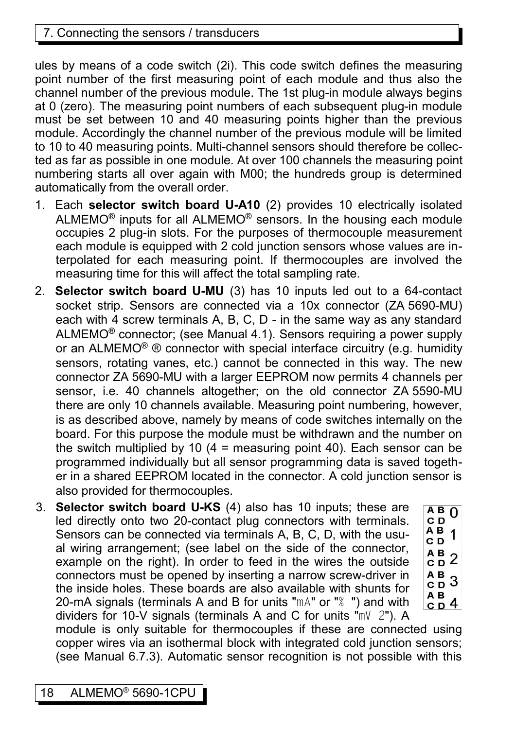ules by means of a code switch (2i). This code switch defines the measuring point number of the first measuring point of each module and thus also the channel number of the previous module. The 1st plug-in module always begins at 0 (zero). The measuring point numbers of each subsequent plug-in module must be set between 10 and 40 measuring points higher than the previous module. Accordingly the channel number of the previous module will be limited to 10 to 40 measuring points. Multi-channel sensors should therefore be collected as far as possible in one module. At over 100 channels the measuring point numbering starts all over again with M00; the hundreds group is determined automatically from the overall order.

1. Each **selector switch board U-A10** (2) provides 10 electrically isolated ALMEMO® inputs for all ALMEMO® sensors. In the housing each module occupies 2 plug-in slots. For the purposes of thermocouple measurement each module is equipped with 2 cold junction sensors whose values are interpolated for each measuring point. If thermocouples are involved the measuring time for this will affect the total sampling rate.
2. **Selector switch board U-MU** (3) has 10 inputs led out to a 64-contact socket strip. Sensors are connected via a 10x connector (ZA 5690-MU) each with 4 screw terminals A, B, C, D - in the same way as any standard ALMEMO® connector; (see Manual 4.1). Sensors requiring a power supply or an ALMEMO® ® connector with special interface circuitry (e.g. humidity sensors, rotating vanes, etc.) cannot be connected in this way. The new connector ZA 5690-MU with a larger EEPROM now permits 4 channels per sensor, i.e. 40 channels altogether; on the old connector ZA 5590-MU there are only 10 channels available. Measuring point numbering, however, is as described above, namely by means of code switches internally on the board. For this purpose the module must be withdrawn and the number on the switch multiplied by 10 (4 = measuring point 40). Each sensor can be programmed individually but all sensor programming data is saved together in a shared EEPROM located in the connector. A cold junction sensor is also provided for thermocouples.
3. **Selector switch board U-KS** (4) also has 10 inputs; these are led directly onto two 20-contact plug connectors with terminals. Sensors can be connected via terminals A, B, C, D, with the usual wiring arrangement; (see label on the side of the connector, example on the right). In order to feed in the wires the outside connectors must be opened by inserting a narrow screw-driver in the inside holes. These boards are also available with shunts for 20-mA signals (terminals A and B for units "mA" or "% ") and with dividers for 10-V signals (terminals A and C for units "mV 2"). A module is only suitable for thermocouples if these are connected using copper wires via an isothermal block with integrated cold junction sensors; (see Manual 6.7.3). Automatic sensor recognition is not possible with this

| | |
|---|---|
| A B<br>C D | 0 |
| A B<br>C D | 1 |
| A B<br>C D | 2 |
| A B<br>C D | 3 |
| A B<br>C D | 4 |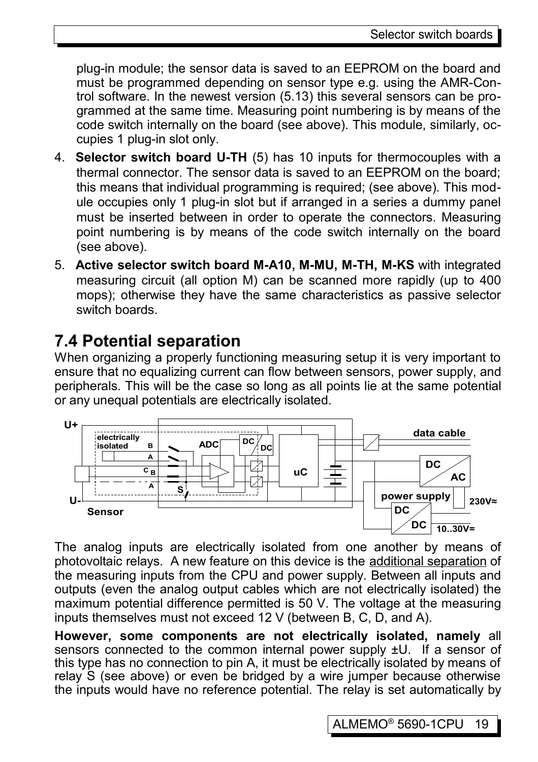plug-in module; the sensor data is saved to an EEPROM on the board and must be programmed depending on sensor type e.g. using the AMR-Control software. In the newest version (5.13) this several sensors can be programmed at the same time. Measuring point numbering is by means of the code switch internally on the board (see above). This module, similarly, occupies 1 plug-in slot only.

4. **Selector switch board U-TH** (5) has 10 inputs for thermocouples with a thermal connector. The sensor data is saved to an EEPROM on the board; this means that individual programming is required; (see above). This module occupies only 1 plug-in slot but if arranged in a series a dummy panel must be inserted between in order to operate the connectors. Measuring point numbering is by means of the code switch internally on the board (see above).
5. **Active selector switch board M-A10, M-MU, M-TH, M-KS** with integrated measuring circuit (all option M) can be scanned more rapidly (up to 400 mops); otherwise they have the same characteristics as passive selector switch boards.

## 7.4 Potential separation

When organizing a properly functioning measuring setup it is very important to ensure that no equalizing current can flow between sensors, power supply, and peripherals. This will be the case so long as all points lie at the same potential or any unequal potentials are electrically isolated.

U+ electrically isolated B A C B A S ADC DC DC uC data cable DC AC power supply 230V≈ DC DC 10..30V= U- Sensor

The analog inputs are electrically isolated from one another by means of photovoltaic relays. A new feature on this device is the additional separation of the measuring inputs from the CPU and power supply. Between all inputs and outputs (even the analog output cables which are not electrically isolated) the maximum potential difference permitted is 50 V. The voltage at the measuring inputs themselves must not exceed 12 V (between B, C, D, and A).

**However, some components are not electrically isolated, namely** all sensors connected to the common internal power supply ±U. If a sensor of this type has no connection to pin A, it must be electrically isolated by means of relay S (see above) or even be bridged by a wire jumper because otherwise the inputs would have no reference potential. The relay is set automatically by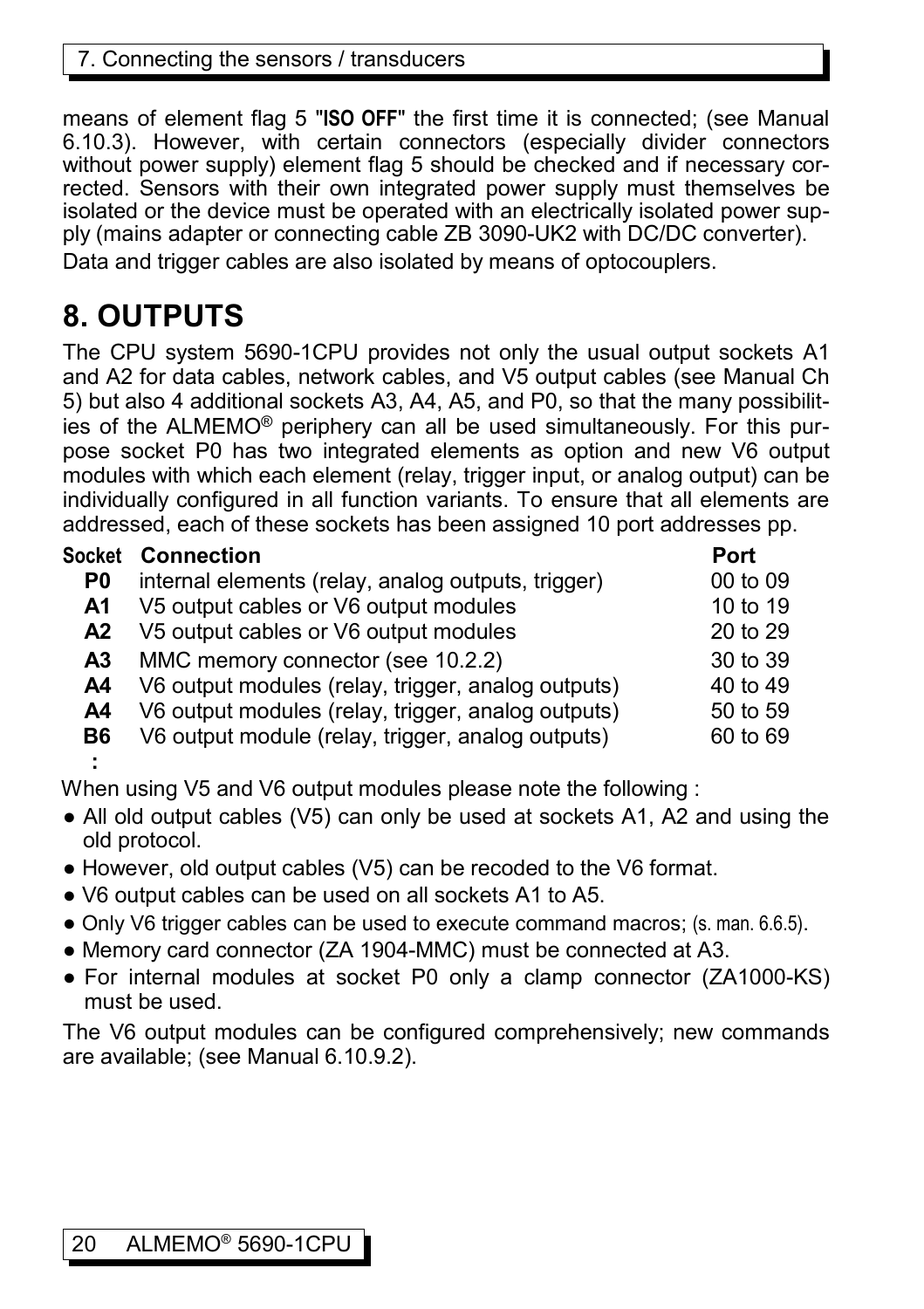means of element flag 5 "ISO OFF" the first time it is connected; (see Manual 6.10.3). However, with certain connectors (especially divider connectors without power supply) element flag 5 should be checked and if necessary corrected. Sensors with their own integrated power supply must themselves be isolated or the device must be operated with an electrically isolated power supply (mains adapter or connecting cable ZB 3090-UK2 with DC/DC converter).

Data and trigger cables are also isolated by means of optocouplers.

# 8. OUTPUTS

The CPU system 5690-1CPU provides not only the usual output sockets A1 and A2 for data cables, network cables, and V5 output cables (see Manual Ch 5) but also 4 additional sockets A3, A4, A5, and P0, so that the many possibilities of the ALMEMO® periphery can all be used simultaneously. For this purpose socket P0 has two integrated elements as option and new V6 output modules with which each element (relay, trigger input, or analog output) can be individually configured in all function variants. To ensure that all elements are addressed, each of these sockets has been assigned 10 port addresses pp.

| Socket | Connection | Port |
|---|---|---|
| **P0** | internal elements (relay, analog outputs, trigger) | 00 to 09 |
| **A1** | V5 output cables or V6 output modules | 10 to 19 |
| **A2** | V5 output cables or V6 output modules | 20 to 29 |
| **A3** | MMC memory connector (see 10.2.2) | 30 to 39 |
| **A4** | V6 output modules (relay, trigger, analog outputs) | 40 to 49 |
| **A4** | V6 output modules (relay, trigger, analog outputs) | 50 to 59 |
| **B6** | V6 output module (relay, trigger, analog outputs) | 60 to 69 |
| **:** | | |

When using V5 and V6 output modules please note the following :

- All old output cables (V5) can only be used at sockets A1, A2 and using the old protocol.
- However, old output cables (V5) can be recoded to the V6 format.
- V6 output cables can be used on all sockets A1 to A5.
- Only V6 trigger cables can be used to execute command macros; (s. man. 6.6.5).
- Memory card connector (ZA 1904-MMC) must be connected at A3.
- For internal modules at socket P0 only a clamp connector (ZA1000-KS) must be used.

The V6 output modules can be configured comprehensively; new commands are available; (see Manual 6.10.9.2).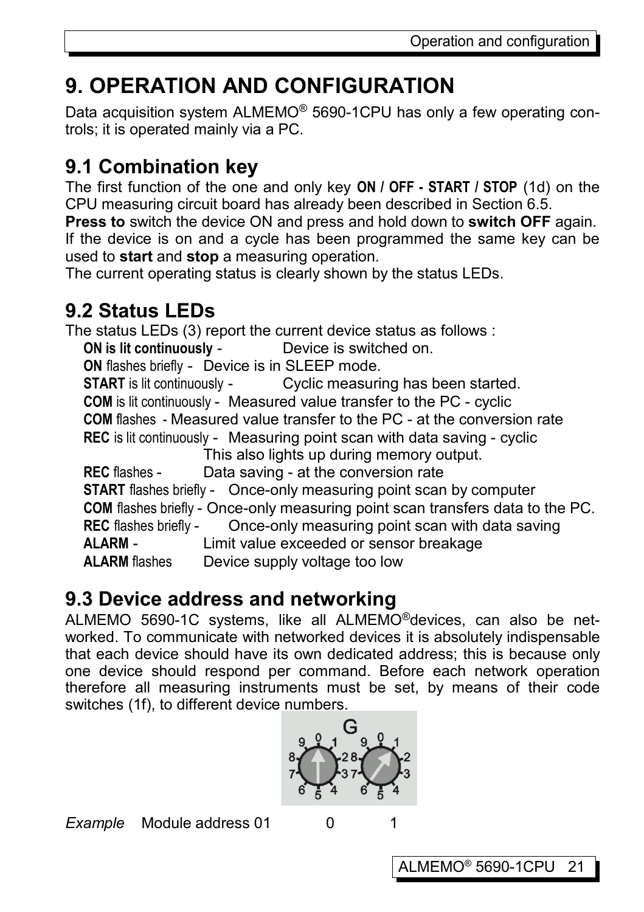# 9. OPERATION AND CONFIGURATION

Data acquisition system ALMEMO® 5690-1CPU has only a few operating controls; it is operated mainly via a PC.

## 9.1 Combination key

The first function of the one and only key **ON / OFF - START / STOP** (1d) on the CPU measuring circuit board has already been described in Section 6.5.

**Press to** switch the device ON and press and hold down to **switch OFF** again. If the device is on and a cycle has been programmed the same key can be used to **start** and **stop** a measuring operation.

The current operating status is clearly shown by the status LEDs.

## 9.2 Status LEDs

The status LEDs (3) report the current device status as follows :

- **ON is lit continuously** - Device is switched on.
- **ON** flashes briefly - Device is in SLEEP mode.
- **START** is lit continuously - Cyclic measuring has been started.
- **COM** is lit continuously - Measured value transfer to the PC - cyclic
- **COM** flashes - Measured value transfer to the PC - at the conversion rate
- **REC** is lit continuously - Measuring point scan with data saving - cyclic. This also lights up during memory output.
- **REC** flashes - Data saving - at the conversion rate
- **START** flashes briefly - Once-only measuring point scan by computer
- **COM** flashes briefly - Once-only measuring point scan transfers data to the PC.
- **REC** flashes briefly - Once-only measuring point scan with data saving
- **ALARM** - Limit value exceeded or sensor breakage
- **ALARM** flashes Device supply voltage too low

## 9.3 Device address and networking

ALMEMO 5690-1C systems, like all ALMEMO®devices, can also be networked. To communicate with networked devices it is absolutely indispensable that each device should have its own dedicated address; this is because only one device should respond per command. Before each network operation therefore all measuring instruments must be set, by means of their code switches (1f), to different device numbers.

*Example* Module address 01 0 1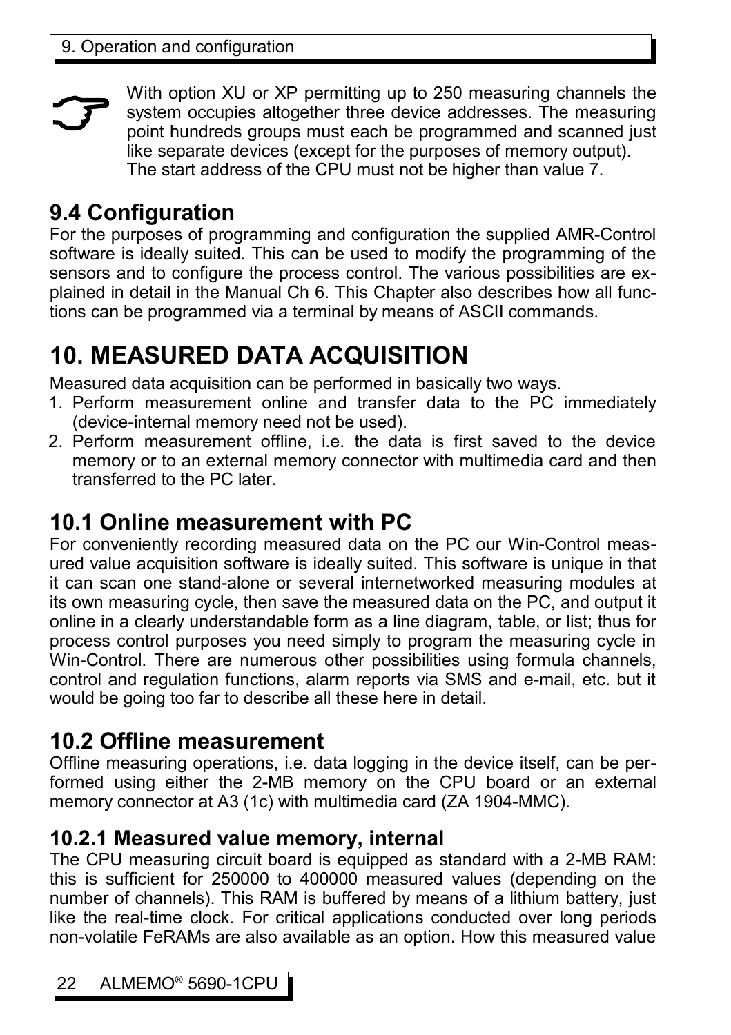With option XU or XP permitting up to 250 measuring channels the system occupies altogether three device addresses. The measuring point hundreds groups must each be programmed and scanned just like separate devices (except for the purposes of memory output). The start address of the CPU must not be higher than value 7.

## 9.4 Configuration

For the purposes of programming and configuration the supplied AMR-Control software is ideally suited. This can be used to modify the programming of the sensors and to configure the process control. The various possibilities are explained in detail in the Manual Ch 6. This Chapter also describes how all functions can be programmed via a terminal by means of ASCII commands.

# 10. MEASURED DATA ACQUISITION

Measured data acquisition can be performed in basically two ways.

1. Perform measurement online and transfer data to the PC immediately (device-internal memory need not be used).
2. Perform measurement offline, i.e. the data is first saved to the device memory or to an external memory connector with multimedia card and then transferred to the PC later.

## 10.1 Online measurement with PC

For conveniently recording measured data on the PC our Win-Control measured value acquisition software is ideally suited. This software is unique in that it can scan one stand-alone or several internetworked measuring modules at its own measuring cycle, then save the measured data on the PC, and output it online in a clearly understandable form as a line diagram, table, or list; thus for process control purposes you need simply to program the measuring cycle in Win-Control. There are numerous other possibilities using formula channels, control and regulation functions, alarm reports via SMS and e-mail, etc. but it would be going too far to describe all these here in detail.

## 10.2 Offline measurement

Offline measuring operations, i.e. data logging in the device itself, can be performed using either the 2-MB memory on the CPU board or an external memory connector at A3 (1c) with multimedia card (ZA 1904-MMC).

### 10.2.1 Measured value memory, internal

The CPU measuring circuit board is equipped as standard with a 2-MB RAM: this is sufficient for 250000 to 400000 measured values (depending on the number of channels). This RAM is buffered by means of a lithium battery, just like the real-time clock. For critical applications conducted over long periods non-volatile FeRAMs are also available as an option. How this measured value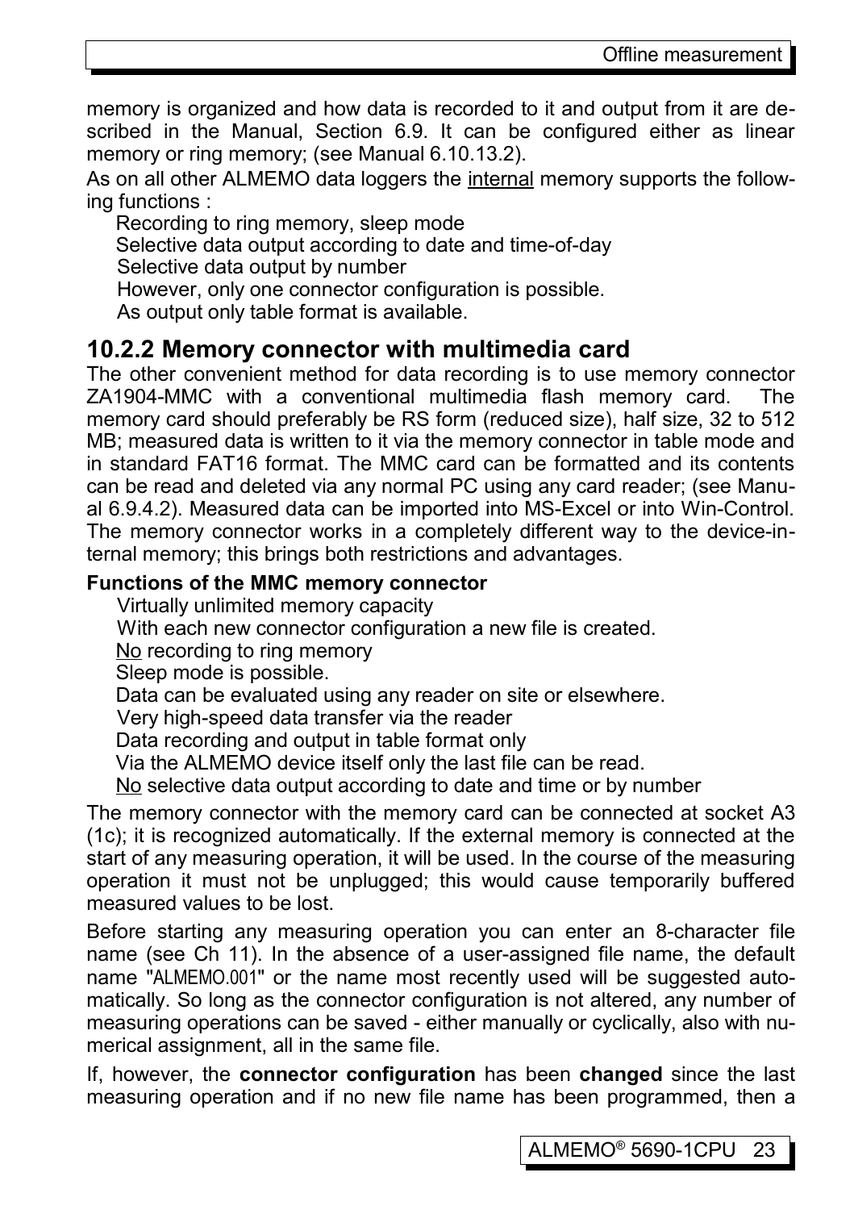memory is organized and how data is recorded to it and output from it are described in the Manual, Section 6.9. It can be configured either as linear memory or ring memory; (see Manual 6.10.13.2).

As on all other ALMEMO data loggers the internal memory supports the following functions :

- Recording to ring memory, sleep mode
- Selective data output according to date and time-of-day
- Selective data output by number
- However, only one connector configuration is possible.
- As output only table format is available.

## 10.2.2 Memory connector with multimedia card

The other convenient method for data recording is to use memory connector ZA1904-MMC with a conventional multimedia flash memory card. The memory card should preferably be RS form (reduced size), half size, 32 to 512 MB; measured data is written to it via the memory connector in table mode and in standard FAT16 format. The MMC card can be formatted and its contents can be read and deleted via any normal PC using any card reader; (see Manual 6.9.4.2). Measured data can be imported into MS-Excel or into Win-Control. The memory connector works in a completely different way to the device-internal memory; this brings both restrictions and advantages.

**Functions of the MMC memory connector**

- Virtually unlimited memory capacity
- With each new connector configuration a new file is created.
- No recording to ring memory
- Sleep mode is possible.
- Data can be evaluated using any reader on site or elsewhere.
- Very high-speed data transfer via the reader
- Data recording and output in table format only
- Via the ALMEMO device itself only the last file can be read.
- No selective data output according to date and time or by number

The memory connector with the memory card can be connected at socket A3 (1c); it is recognized automatically. If the external memory is connected at the start of any measuring operation, it will be used. In the course of the measuring operation it must not be unplugged; this would cause temporarily buffered measured values to be lost.

Before starting any measuring operation you can enter an 8-character file name (see Ch 11). In the absence of a user-assigned file name, the default name "ALMEMO.001" or the name most recently used will be suggested automatically. So long as the connector configuration is not altered, any number of measuring operations can be saved - either manually or cyclically, also with numerical assignment, all in the same file.

If, however, the **connector configuration** has been **changed** since the last measuring operation and if no new file name has been programmed, then a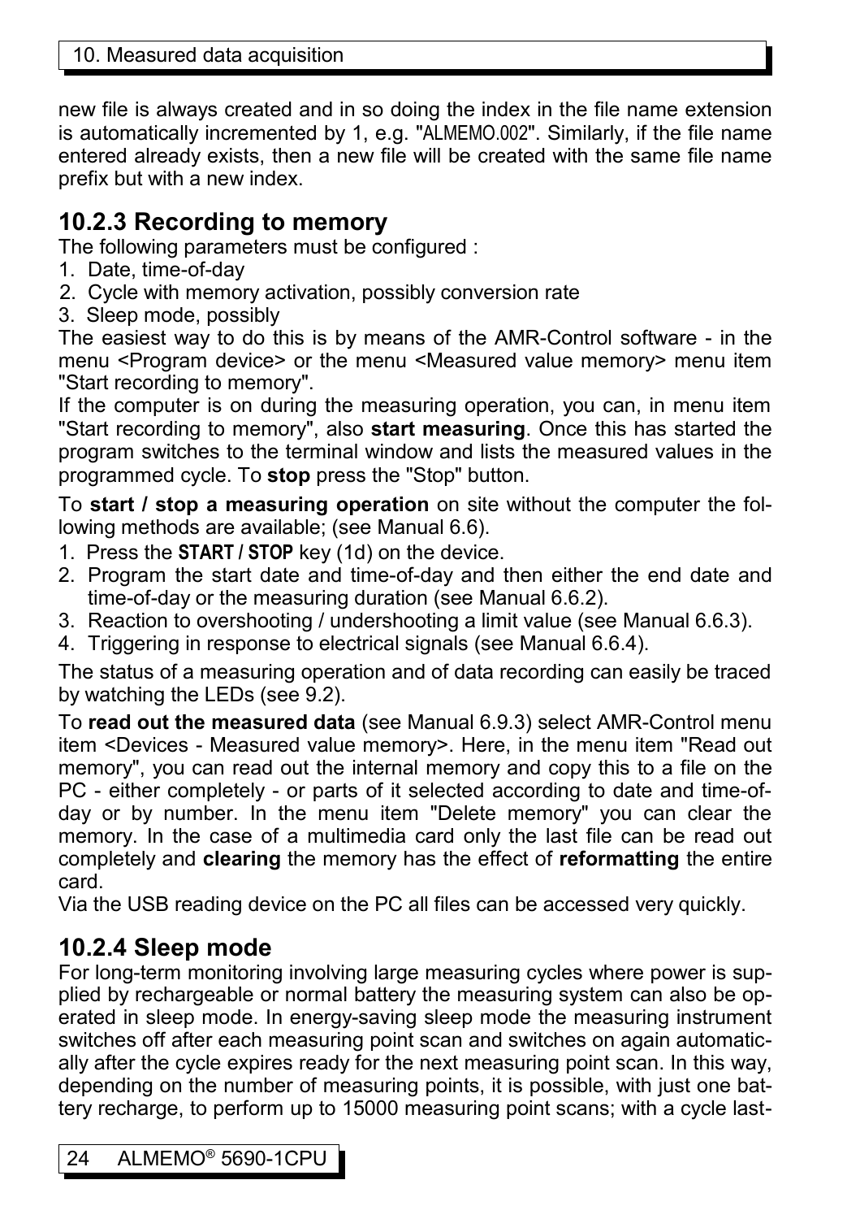new file is always created and in so doing the index in the file name extension is automatically incremented by 1, e.g. "ALMEMO.002". Similarly, if the file name entered already exists, then a new file will be created with the same file name prefix but with a new index.

### 10.2.3 Recording to memory

The following parameters must be configured :

1. Date, time-of-day
2. Cycle with memory activation, possibly conversion rate
3. Sleep mode, possibly

The easiest way to do this is by means of the AMR-Control software - in the menu <Program device> or the menu <Measured value memory> menu item "Start recording to memory".

If the computer is on during the measuring operation, you can, in menu item "Start recording to memory", also **start measuring**. Once this has started the program switches to the terminal window and lists the measured values in the programmed cycle. To **stop** press the "Stop" button.

To **start / stop a measuring operation** on site without the computer the following methods are available; (see Manual 6.6).

1. Press the **START / STOP** key (1d) on the device.
2. Program the start date and time-of-day and then either the end date and time-of-day or the measuring duration (see Manual 6.6.2).
3. Reaction to overshooting / undershooting a limit value (see Manual 6.6.3).
4. Triggering in response to electrical signals (see Manual 6.6.4).

The status of a measuring operation and of data recording can easily be traced by watching the LEDs (see 9.2).

To **read out the measured data** (see Manual 6.9.3) select AMR-Control menu item <Devices - Measured value memory>. Here, in the menu item "Read out memory", you can read out the internal memory and copy this to a file on the PC - either completely - or parts of it selected according to date and time-of-day or by number. In the menu item "Delete memory" you can clear the memory. In the case of a multimedia card only the last file can be read out completely and **clearing** the memory has the effect of **reformatting** the entire card.

Via the USB reading device on the PC all files can be accessed very quickly.

### 10.2.4 Sleep mode

For long-term monitoring involving large measuring cycles where power is supplied by rechargeable or normal battery the measuring system can also be operated in sleep mode. In energy-saving sleep mode the measuring instrument switches off after each measuring point scan and switches on again automatically after the cycle expires ready for the next measuring point scan. In this way, depending on the number of measuring points, it is possible, with just one battery recharge, to perform up to 15000 measuring point scans; with a cycle last-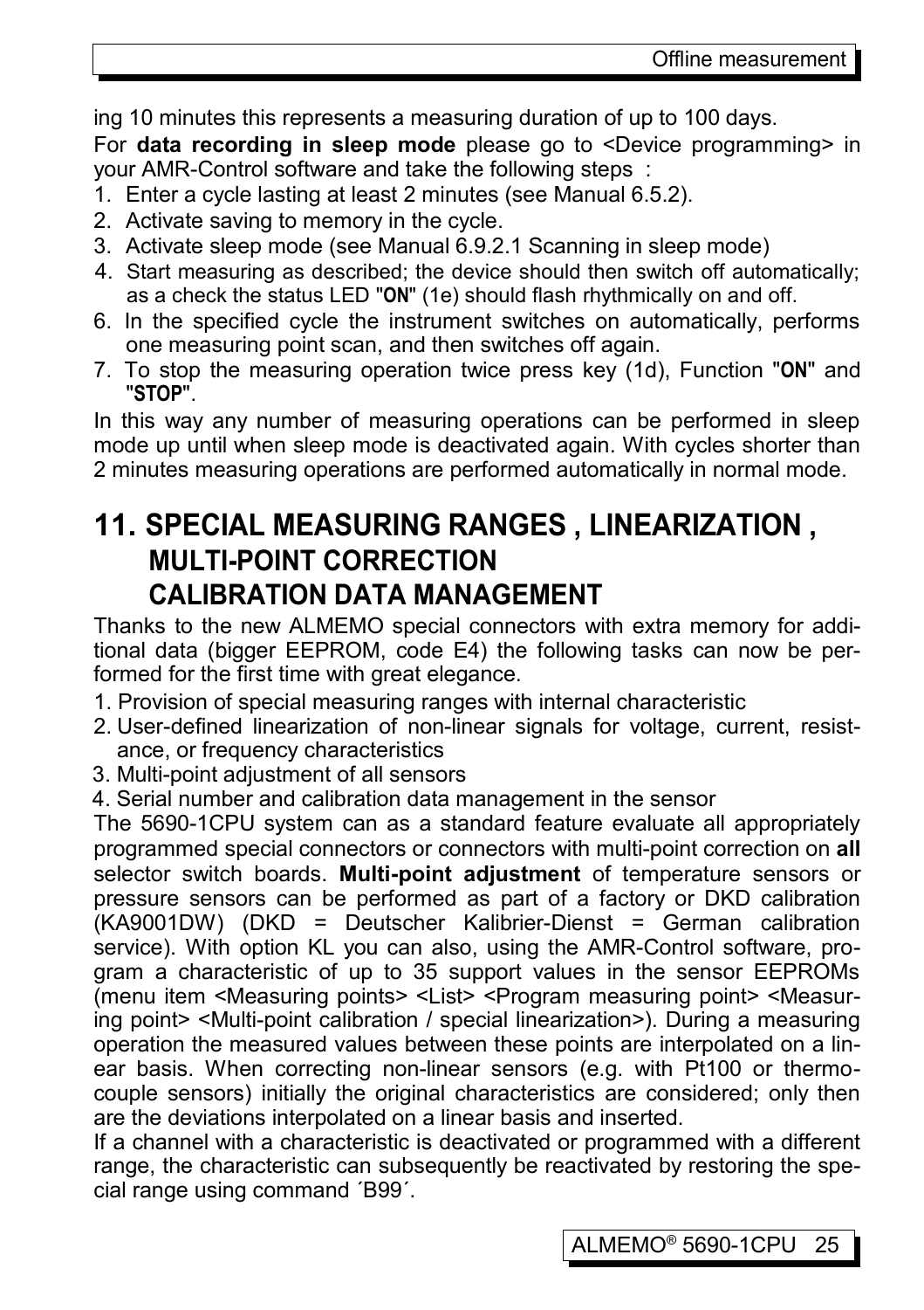ing 10 minutes this represents a measuring duration of up to 100 days.

For **data recording in sleep mode** please go to <Device programming> in your AMR-Control software and take the following steps :

1. Enter a cycle lasting at least 2 minutes (see Manual 6.5.2).
2. Activate saving to memory in the cycle.
3. Activate sleep mode (see Manual 6.9.2.1 Scanning in sleep mode)
4. Start measuring as described; the device should then switch off automatically; as a check the status LED "**ON**" (1e) should flash rhythmically on and off.
6. In the specified cycle the instrument switches on automatically, performs one measuring point scan, and then switches off again.
7. To stop the measuring operation twice press key (1d), Function "**ON**" and "**STOP**".

In this way any number of measuring operations can be performed in sleep mode up until when sleep mode is deactivated again. With cycles shorter than 2 minutes measuring operations are performed automatically in normal mode.

# 11. SPECIAL MEASURING RANGES , LINEARIZATION , MULTI-POINT CORRECTION CALIBRATION DATA MANAGEMENT

Thanks to the new ALMEMO special connectors with extra memory for additional data (bigger EEPROM, code E4) the following tasks can now be performed for the first time with great elegance.

1. Provision of special measuring ranges with internal characteristic
2. User-defined linearization of non-linear signals for voltage, current, resistance, or frequency characteristics
3. Multi-point adjustment of all sensors
4. Serial number and calibration data management in the sensor

The 5690-1CPU system can as a standard feature evaluate all appropriately programmed special connectors or connectors with multi-point correction on **all** selector switch boards. **Multi-point adjustment** of temperature sensors or pressure sensors can be performed as part of a factory or DKD calibration (KA9001DW) (DKD = Deutscher Kalibrier-Dienst = German calibration service). With option KL you can also, using the AMR-Control software, program a characteristic of up to 35 support values in the sensor EEPROMs (menu item <Measuring points> <List> <Program measuring point> <Measuring point> <Multi-point calibration / special linearization>). During a measuring operation the measured values between these points are interpolated on a linear basis. When correcting non-linear sensors (e.g. with Pt100 or thermocouple sensors) initially the original characteristics are considered; only then are the deviations interpolated on a linear basis and inserted.

If a channel with a characteristic is deactivated or programmed with a different range, the characteristic can subsequently be reactivated by restoring the special range using command ´B99´.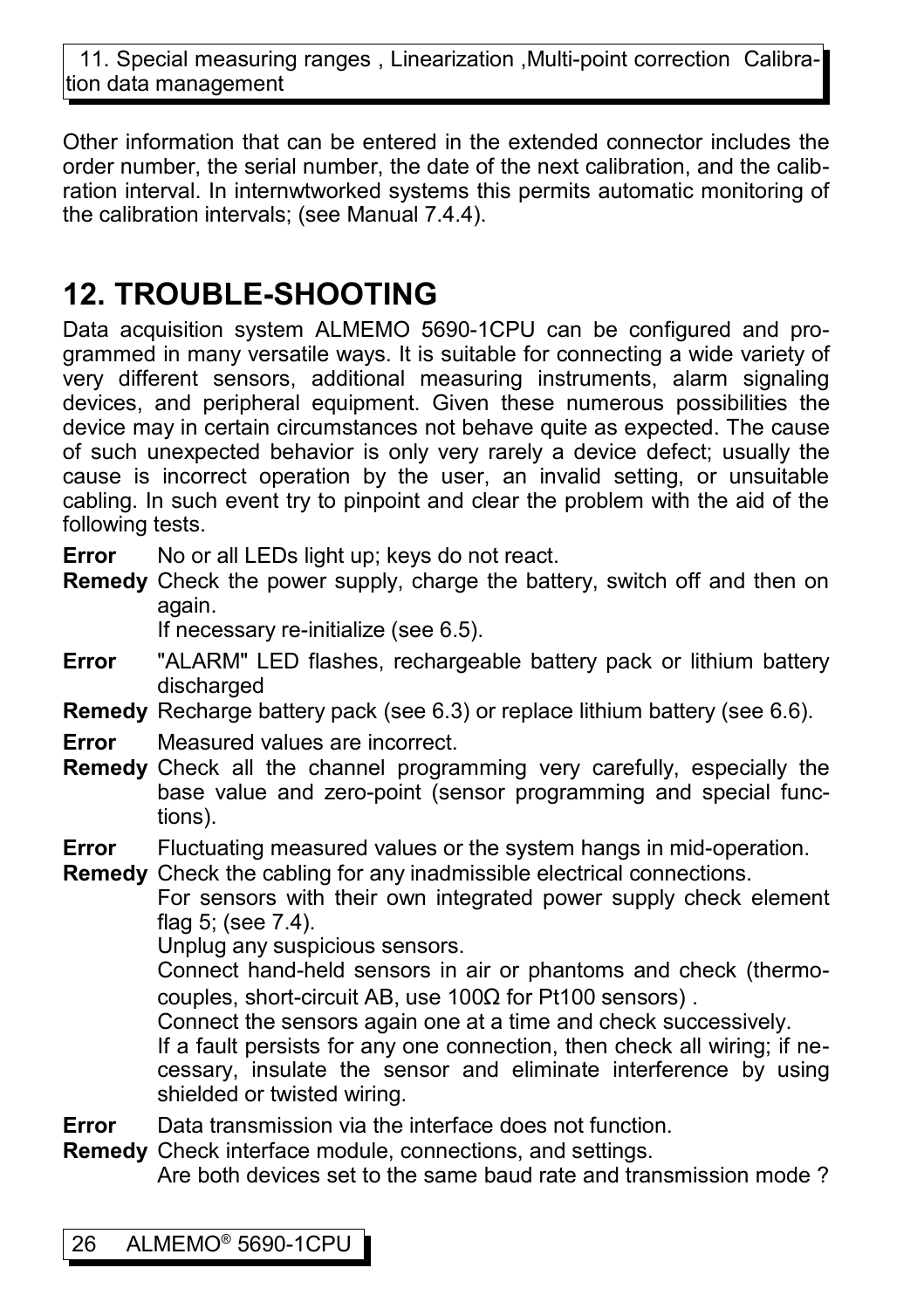Other information that can be entered in the extended connector includes the order number, the serial number, the date of the next calibration, and the calibration interval. In internwtworked systems this permits automatic monitoring of the calibration intervals; (see Manual 7.4.4).

# 12. TROUBLE-SHOOTING

Data acquisition system ALMEMO 5690-1CPU can be configured and programmed in many versatile ways. It is suitable for connecting a wide variety of very different sensors, additional measuring instruments, alarm signaling devices, and peripheral equipment. Given these numerous possibilities the device may in certain circumstances not behave quite as expected. The cause of such unexpected behavior is only very rarely a device defect; usually the cause is incorrect operation by the user, an invalid setting, or unsuitable cabling. In such event try to pinpoint and clear the problem with the aid of the following tests.

**Error** No or all LEDs light up; keys do not react.

**Remedy** Check the power supply, charge the battery, switch off and then on again.
If necessary re-initialize (see 6.5).

**Error** "ALARM" LED flashes, rechargeable battery pack or lithium battery discharged

**Remedy** Recharge battery pack (see 6.3) or replace lithium battery (see 6.6).

**Error** Measured values are incorrect.

**Remedy** Check all the channel programming very carefully, especially the base value and zero-point (sensor programming and special functions).

**Error** Fluctuating measured values or the system hangs in mid-operation.

**Remedy** Check the cabling for any inadmissible electrical connections.
For sensors with their own integrated power supply check element flag 5; (see 7.4).
Unplug any suspicious sensors.
Connect hand-held sensors in air or phantoms and check (thermocouples, short-circuit AB, use 100Ω for Pt100 sensors) .
Connect the sensors again one at a time and check successively.
If a fault persists for any one connection, then check all wiring; if necessary, insulate the sensor and eliminate interference by using shielded or twisted wiring.

**Error** Data transmission via the interface does not function.

**Remedy** Check interface module, connections, and settings.
Are both devices set to the same baud rate and transmission mode ?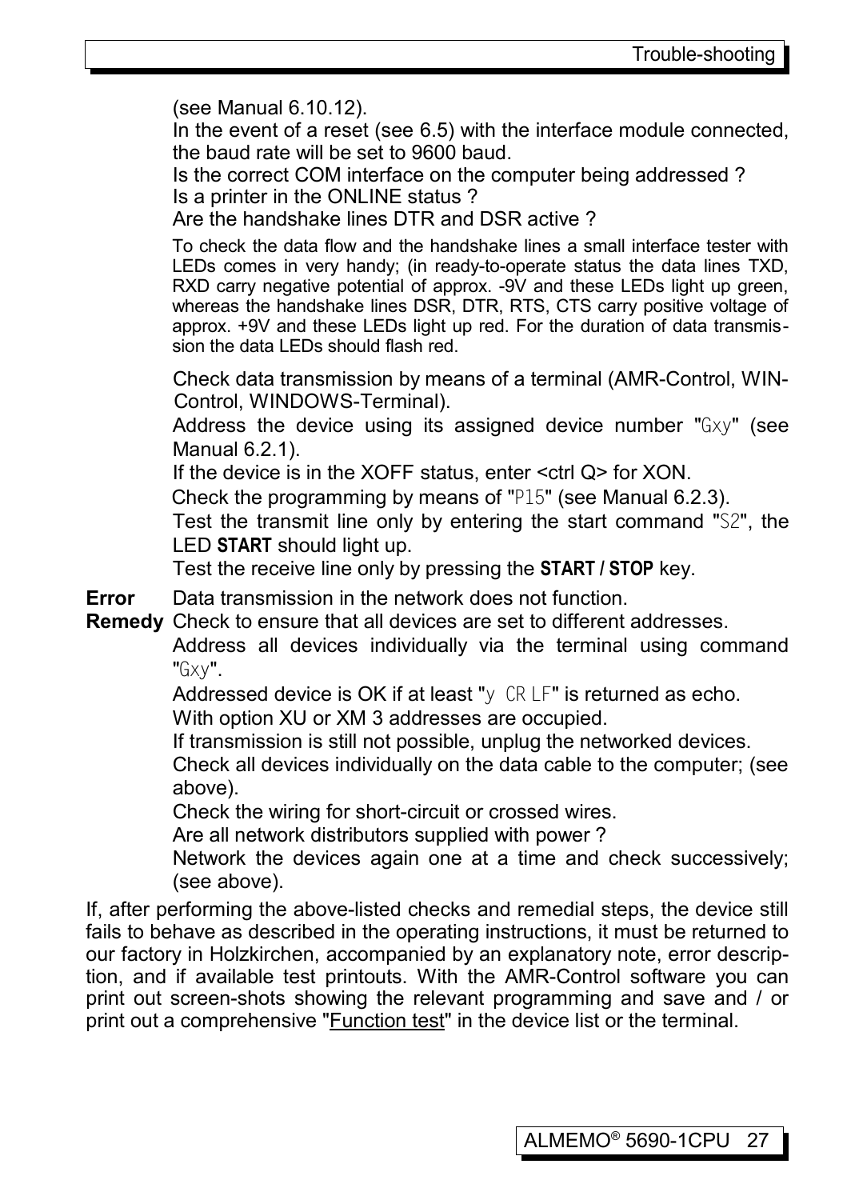(see Manual 6.10.12).

In the event of a reset (see 6.5) with the interface module connected, the baud rate will be set to 9600 baud.

Is the correct COM interface on the computer being addressed ?

Is a printer in the ONLINE status ?

Are the handshake lines DTR and DSR active ?

To check the data flow and the handshake lines a small interface tester with LEDs comes in very handy; (in ready-to-operate status the data lines TXD, RXD carry negative potential of approx. -9V and these LEDs light up green, whereas the handshake lines DSR, DTR, RTS, CTS carry positive voltage of approx. +9V and these LEDs light up red. For the duration of data transmission the data LEDs should flash red.

Check data transmission by means of a terminal (AMR-Control, WIN-Control, WINDOWS-Terminal).

Address the device using its assigned device number "Gxy" (see Manual 6.2.1).

If the device is in the XOFF status, enter <ctrl Q> for XON.

Check the programming by means of "P15" (see Manual 6.2.3).

Test the transmit line only by entering the start command "S2", the LED **START** should light up.

Test the receive line only by pressing the **START / STOP** key.

**Error** Data transmission in the network does not function.

**Remedy** Check to ensure that all devices are set to different addresses.

Address all devices individually via the terminal using command "Gxy".

Addressed device is OK if at least "y CR LF" is returned as echo.

With option XU or XM 3 addresses are occupied.

If transmission is still not possible, unplug the networked devices.

Check all devices individually on the data cable to the computer; (see above).

Check the wiring for short-circuit or crossed wires.

Are all network distributors supplied with power ?

Network the devices again one at a time and check successively; (see above).

If, after performing the above-listed checks and remedial steps, the device still fails to behave as described in the operating instructions, it must be returned to our factory in Holzkirchen, accompanied by an explanatory note, error description, and if available test printouts. With the AMR-Control software you can print out screen-shots showing the relevant programming and save and / or print out a comprehensive "Function test" in the device list or the terminal.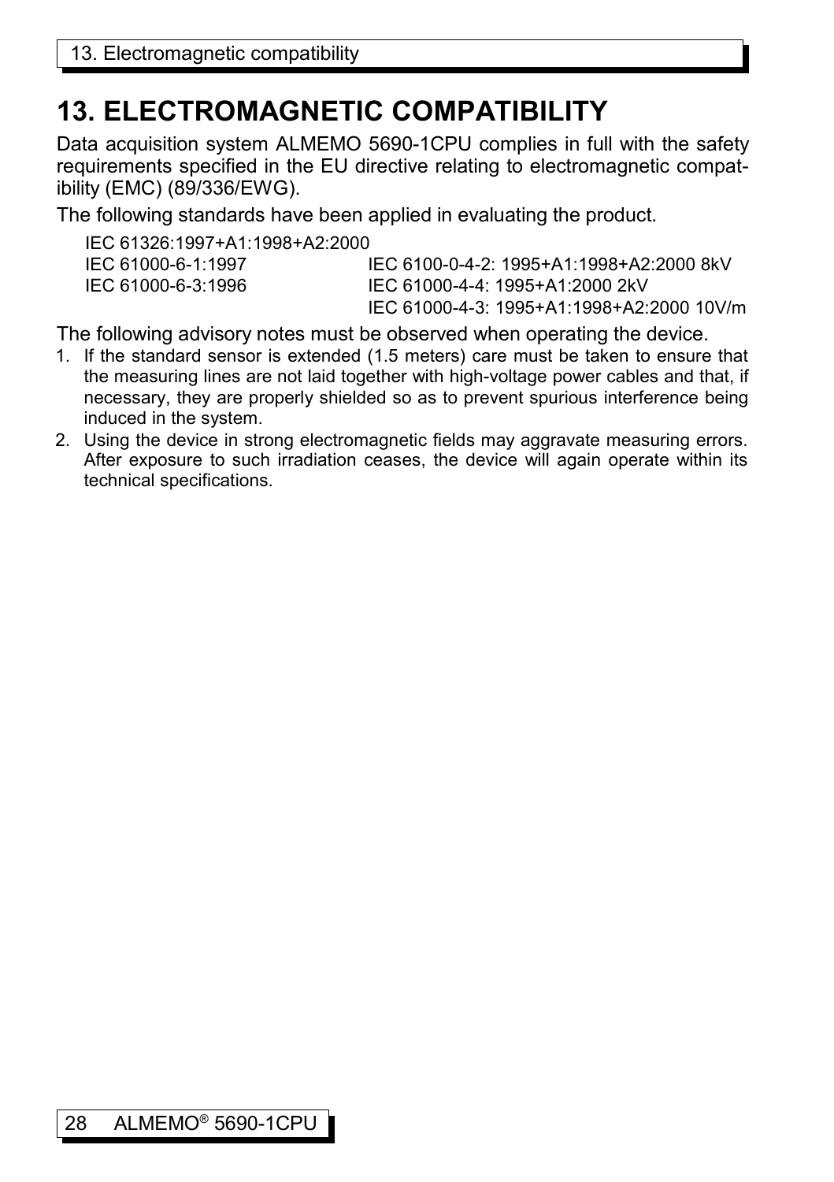# 13. ELECTROMAGNETIC COMPATIBILITY

Data acquisition system ALMEMO 5690-1CPU complies in full with the safety requirements specified in the EU directive relating to electromagnetic compatibility (EMC) (89/336/EWG).

The following standards have been applied in evaluating the product.

| | |
|---|---|
| IEC 61326:1997+A1:1998+A2:2000 | |
| IEC 61000-6-1:1997 | IEC 6100-0-4-2: 1995+A1:1998+A2:2000 8kV |
| IEC 61000-6-3:1996 | IEC 61000-4-4: 1995+A1:2000 2kV |
| | IEC 61000-4-3: 1995+A1:1998+A2:2000 10V/m |

The following advisory notes must be observed when operating the device.

1. If the standard sensor is extended (1.5 meters) care must be taken to ensure that the measuring lines are not laid together with high-voltage power cables and that, if necessary, they are properly shielded so as to prevent spurious interference being induced in the system.
2. Using the device in strong electromagnetic fields may aggravate measuring errors. After exposure to such irradiation ceases, the device will again operate within its technical specifications.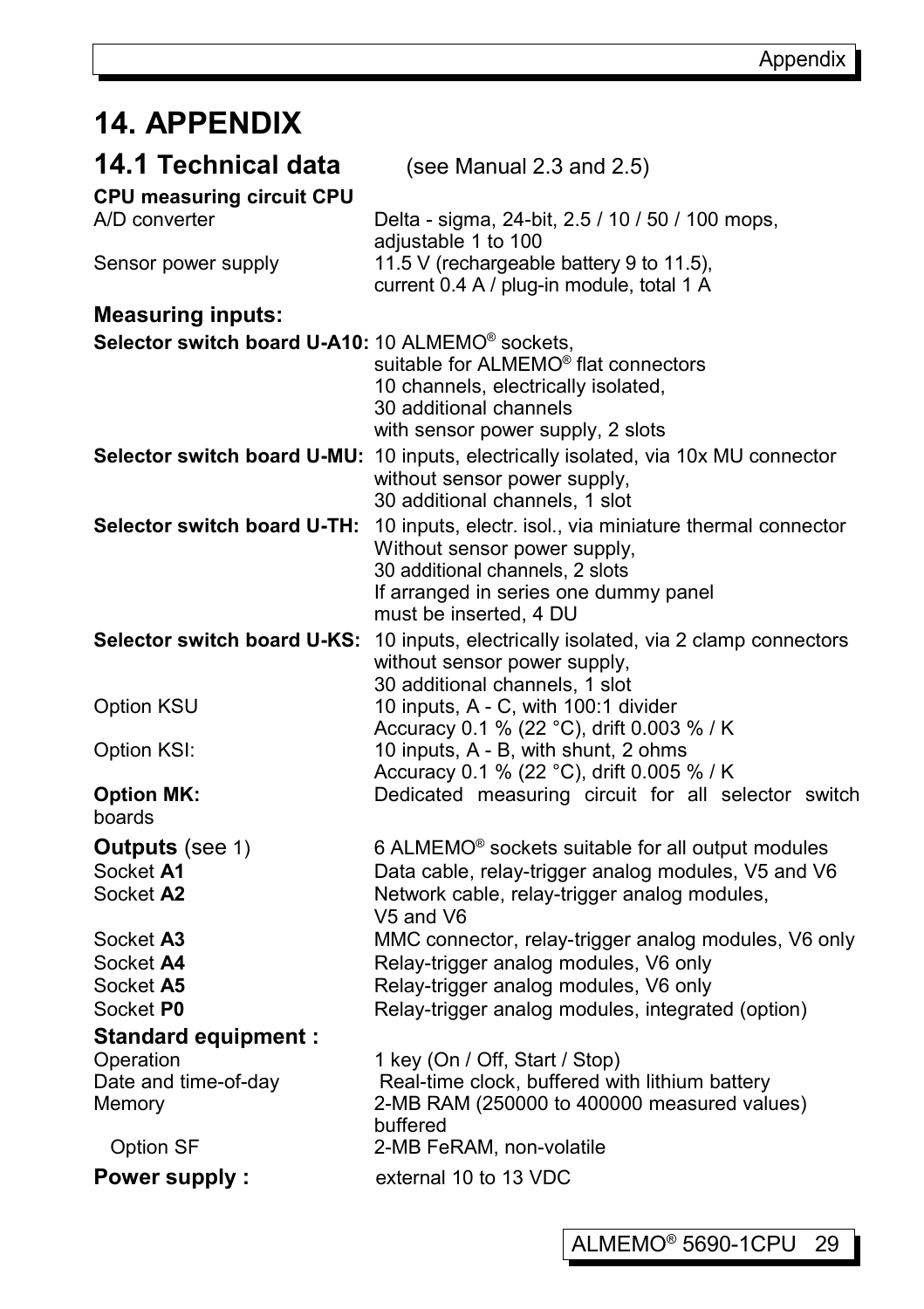# 14. APPENDIX

## 14.1 Technical data (see Manual 2.3 and 2.5)

**CPU measuring circuit CPU**

| | |
|---|---|
| A/D converter | Delta - sigma, 24-bit, 2.5 / 10 / 50 / 100 mops, adjustable 1 to 100 |
| Sensor power supply | 11.5 V (rechargeable battery 9 to 11.5), current 0.4 A / plug-in module, total 1 A |

### Measuring inputs:

| | |
|---|---|
| **Selector switch board U-A10:** | 10 ALMEMO® sockets, suitable for ALMEMO® flat connectors 10 channels, electrically isolated, 30 additional channels with sensor power supply, 2 slots |
| **Selector switch board U-MU:** | 10 inputs, electrically isolated, via 10x MU connector without sensor power supply, 30 additional channels, 1 slot |
| **Selector switch board U-TH:** | 10 inputs, electr. isol., via miniature thermal connector Without sensor power supply, 30 additional channels, 2 slots If arranged in series one dummy panel must be inserted, 4 DU |
| **Selector switch board U-KS:** | 10 inputs, electrically isolated, via 2 clamp connectors without sensor power supply, 30 additional channels, 1 slot |
| Option KSU | 10 inputs, A - C, with 100:1 divider Accuracy 0.1 % (22 °C), drift 0.003 % / K |
| Option KSI: | 10 inputs, A - B, with shunt, 2 ohms Accuracy 0.1 % (22 °C), drift 0.005 % / K |
| **Option MK:** | Dedicated measuring circuit for all selector switch boards |

### Outputs (see 1)

| | |
|---|---|
| | 6 ALMEMO® sockets suitable for all output modules |
| Socket **A1** | Data cable, relay-trigger analog modules, V5 and V6 |
| Socket **A2** | Network cable, relay-trigger analog modules, V5 and V6 |
| Socket **A3** | MMC connector, relay-trigger analog modules, V6 only |
| Socket **A4** | Relay-trigger analog modules, V6 only |
| Socket **A5** | Relay-trigger analog modules, V6 only |
| Socket **P0** | Relay-trigger analog modules, integrated (option) |

### Standard equipment :

| | |
|---|---|
| Operation | 1 key (On / Off, Start / Stop) |
| Date and time-of-day | Real-time clock, buffered with lithium battery |
| Memory | 2-MB RAM (250000 to 400000 measured values) buffered |
| Option SF | 2-MB FeRAM, non-volatile |

**Power supply :** external 10 to 13 VDC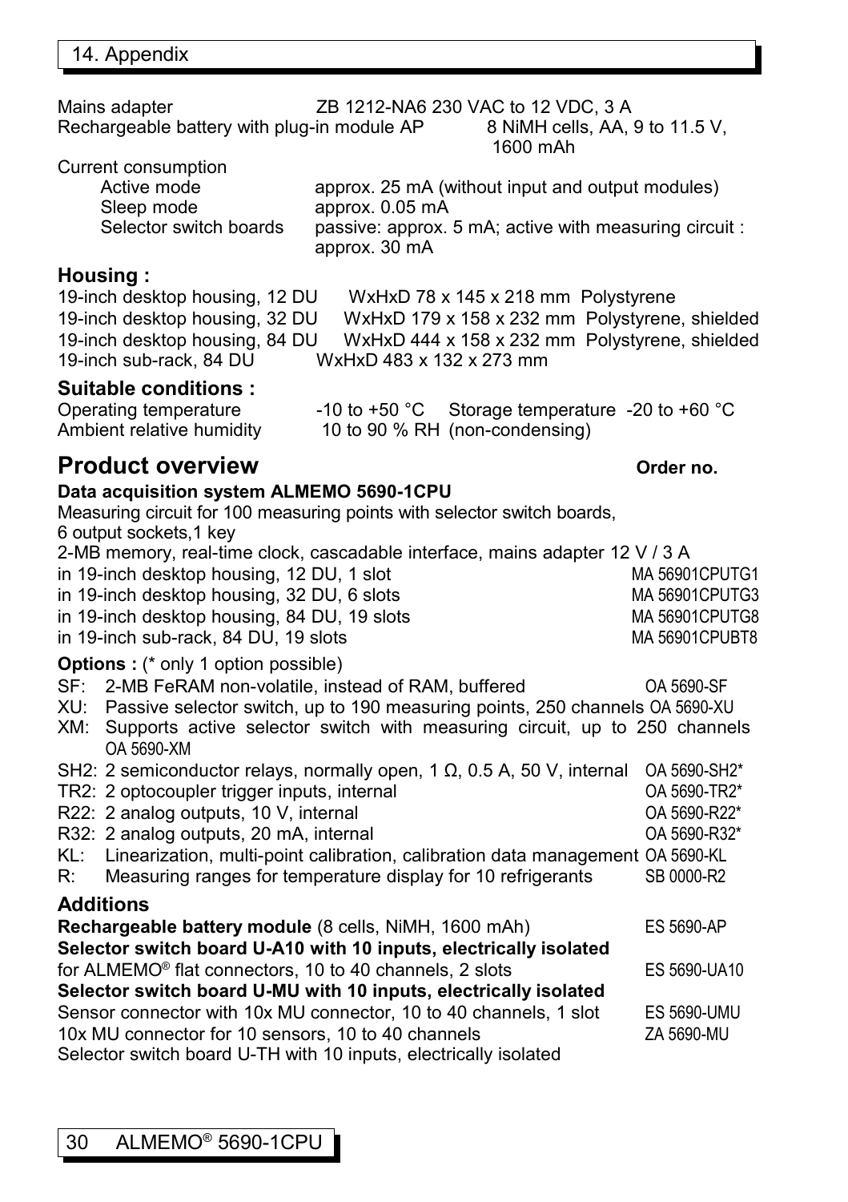| | |
|---|---|
| Mains adapter | ZB 1212-NA6 230 VAC to 12 VDC, 3 A |
| Rechargeable battery with plug-in module AP | 8 NiMH cells, AA, 9 to 11.5 V, 1600 mAh |
| Current consumption | |
| Active mode | approx. 25 mA (without input and output modules) |
| Sleep mode | approx. 0.05 mA |
| Selector switch boards | passive: approx. 5 mA; active with measuring circuit : approx. 30 mA |

### Housing :

| | | |
|---|---|---|
| 19-inch desktop housing, 12 DU | WxHxD 78 x 145 x 218 mm | Polystyrene |
| 19-inch desktop housing, 32 DU | WxHxD 179 x 158 x 232 mm | Polystyrene, shielded |
| 19-inch desktop housing, 84 DU | WxHxD 444 x 158 x 232 mm | Polystyrene, shielded |
| 19-inch sub-rack, 84 DU | WxHxD 483 x 132 x 273 mm | |

### Suitable conditions :

| | |
|---|---|
| Operating temperature | -10 to +50 °C   Storage temperature -20 to +60 °C |
| Ambient relative humidity | 10 to 90 % RH (non-condensing) |

## Product overview

**Order no.**

**Data acquisition system ALMEMO 5690-1CPU**

Measuring circuit for 100 measuring points with selector switch boards, 6 output sockets,1 key
2-MB memory, real-time clock, cascadable interface, mains adapter 12 V / 3 A

| | |
|---|---|
| in 19-inch desktop housing, 12 DU, 1 slot | MA 56901CPUTG1 |
| in 19-inch desktop housing, 32 DU, 6 slots | MA 56901CPUTG3 |
| in 19-inch desktop housing, 84 DU, 19 slots | MA 56901CPUTG8 |
| in 19-inch sub-rack, 84 DU, 19 slots | MA 56901CPUBT8 |

**Options :** (* only 1 option possible)

| | | |
|---|---|---|
| SF: | 2-MB FeRAM non-volatile, instead of RAM, buffered | OA 5690-SF |
| XU: | Passive selector switch, up to 190 measuring points, 250 channels | OA 5690-XU |
| XM: | Supports active selector switch with measuring circuit, up to 250 channels | OA 5690-XM |
| SH2: | 2 semiconductor relays, normally open, 1 Ω, 0.5 A, 50 V, internal | OA 5690-SH2* |
| TR2: | 2 optocoupler trigger inputs, internal | OA 5690-TR2* |
| R22: | 2 analog outputs, 10 V, internal | OA 5690-R22* |
| R32: | 2 analog outputs, 20 mA, internal | OA 5690-R32* |
| KL: | Linearization, multi-point calibration, calibration data management | OA 5690-KL |
| R: | Measuring ranges for temperature display for 10 refrigerants | SB 0000-R2 |

### Additions

| | |
|---|---|
| **Rechargeable battery module** (8 cells, NiMH, 1600 mAh) | ES 5690-AP |
| **Selector switch board U-A10 with 10 inputs, electrically isolated** | |
| for ALMEMO® flat connectors, 10 to 40 channels, 2 slots | ES 5690-UA10 |
| **Selector switch board U-MU with 10 inputs, electrically isolated** | |
| Sensor connector with 10x MU connector, 10 to 40 channels, 1 slot | ES 5690-UMU |
| 10x MU connector for 10 sensors, 10 to 40 channels | ZA 5690-MU |

Selector switch board U-TH with 10 inputs, electrically isolated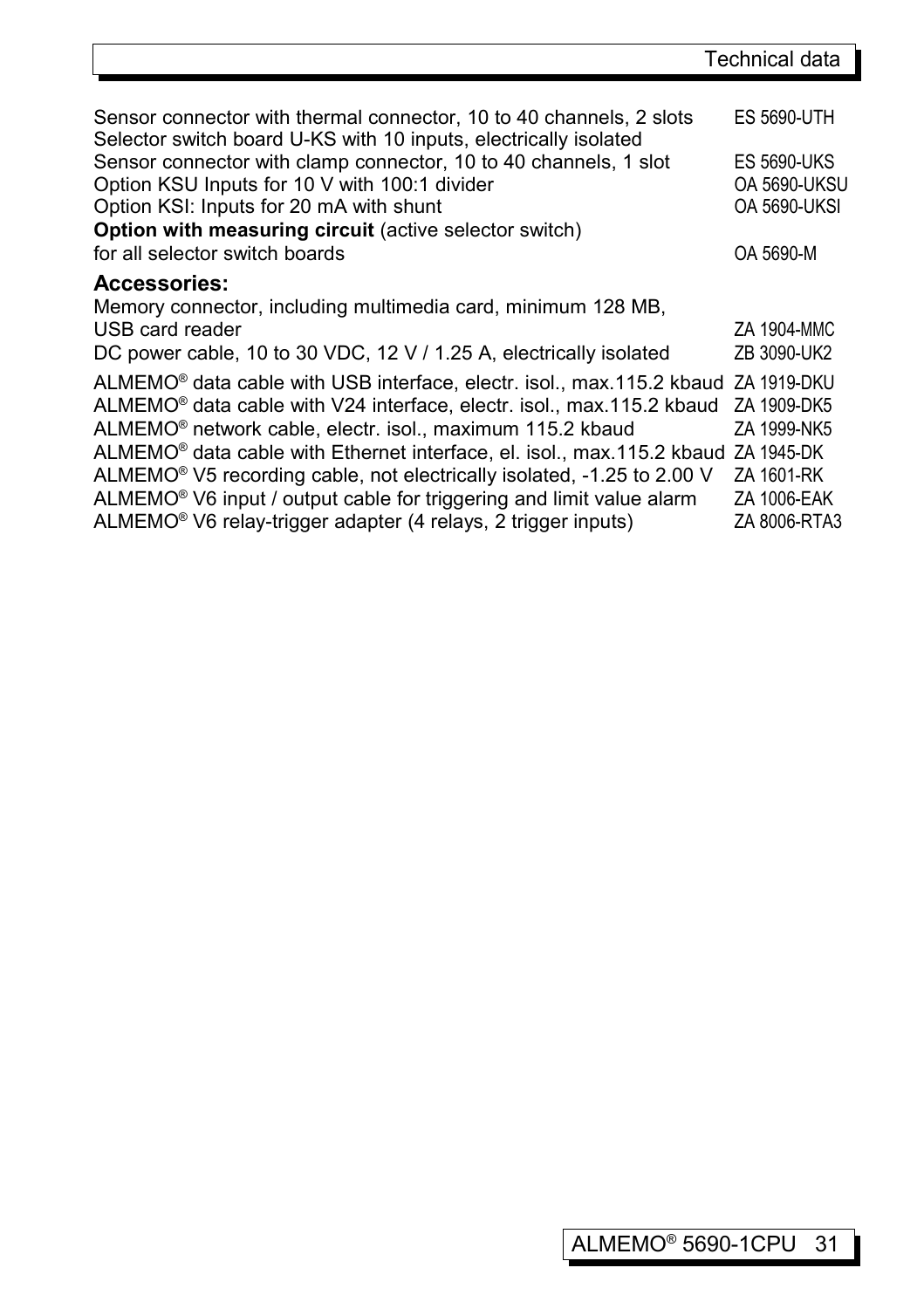| | |
|---|---|
| Sensor connector with thermal connector, 10 to 40 channels, 2 slots | ES 5690-UTH |
| Selector switch board U-KS with 10 inputs, electrically isolated | |
| Sensor connector with clamp connector, 10 to 40 channels, 1 slot | ES 5690-UKS |
| Option KSU Inputs for 10 V with 100:1 divider | OA 5690-UKSU |
| Option KSI: Inputs for 20 mA with shunt | OA 5690-UKSI |
| **Option with measuring circuit** (active selector switch) | |
| for all selector switch boards | OA 5690-M |

### Accessories:

| | |
|---|---|
| Memory connector, including multimedia card, minimum 128 MB, | |
| USB card reader | ZA 1904-MMC |
| DC power cable, 10 to 30 VDC, 12 V / 1.25 A, electrically isolated | ZB 3090-UK2 |
| ALMEMO® data cable with USB interface, electr. isol., max.115.2 kbaud | ZA 1919-DKU |
| ALMEMO® data cable with V24 interface, electr. isol., max.115.2 kbaud | ZA 1909-DK5 |
| ALMEMO® network cable, electr. isol., maximum 115.2 kbaud | ZA 1999-NK5 |
| ALMEMO® data cable with Ethernet interface, el. isol., max.115.2 kbaud | ZA 1945-DK |
| ALMEMO® V5 recording cable, not electrically isolated, -1.25 to 2.00 V | ZA 1601-RK |
| ALMEMO® V6 input / output cable for triggering and limit value alarm | ZA 1006-EAK |
| ALMEMO® V6 relay-trigger adapter (4 relays, 2 trigger inputs) | ZA 8006-RTA3 |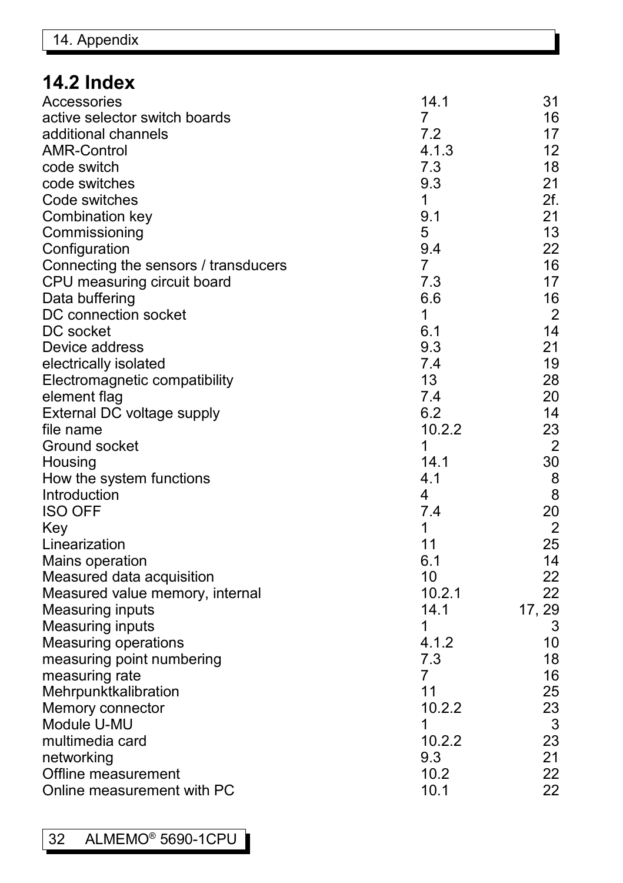## 14.2 Index

| | | |
|---|---|---|
| Accessories | 14.1 | 31 |
| active selector switch boards | 7 | 16 |
| additional channels | 7.2 | 17 |
| AMR-Control | 4.1.3 | 12 |
| code switch | 7.3 | 18 |
| code switches | 9.3 | 21 |
| Code switches | 1 | 2f. |
| Combination key | 9.1 | 21 |
| Commissioning | 5 | 13 |
| Configuration | 9.4 | 22 |
| Connecting the sensors / transducers | 7 | 16 |
| CPU measuring circuit board | 7.3 | 17 |
| Data buffering | 6.6 | 16 |
| DC connection socket | 1 | 2 |
| DC socket | 6.1 | 14 |
| Device address | 9.3 | 21 |
| electrically isolated | 7.4 | 19 |
| Electromagnetic compatibility | 13 | 28 |
| element flag | 7.4 | 20 |
| External DC voltage supply | 6.2 | 14 |
| file name | 10.2.2 | 23 |
| Ground socket | 1 | 2 |
| Housing | 14.1 | 30 |
| How the system functions | 4.1 | 8 |
| Introduction | 4 | 8 |
| ISO OFF | 7.4 | 20 |
| Key | 1 | 2 |
| Linearization | 11 | 25 |
| Mains operation | 6.1 | 14 |
| Measured data acquisition | 10 | 22 |
| Measured value memory, internal | 10.2.1 | 22 |
| Measuring inputs | 14.1 | 17, 29 |
| Measuring inputs | 1 | 3 |
| Measuring operations | 4.1.2 | 10 |
| measuring point numbering | 7.3 | 18 |
| measuring rate | 7 | 16 |
| Mehrpunktkalibration | 11 | 25 |
| Memory connector | 10.2.2 | 23 |
| Module U-MU | 1 | 3 |
| multimedia card | 10.2.2 | 23 |
| networking | 9.3 | 21 |
| Offline measurement | 10.2 | 22 |
| Online measurement with PC | 10.1 | 22 |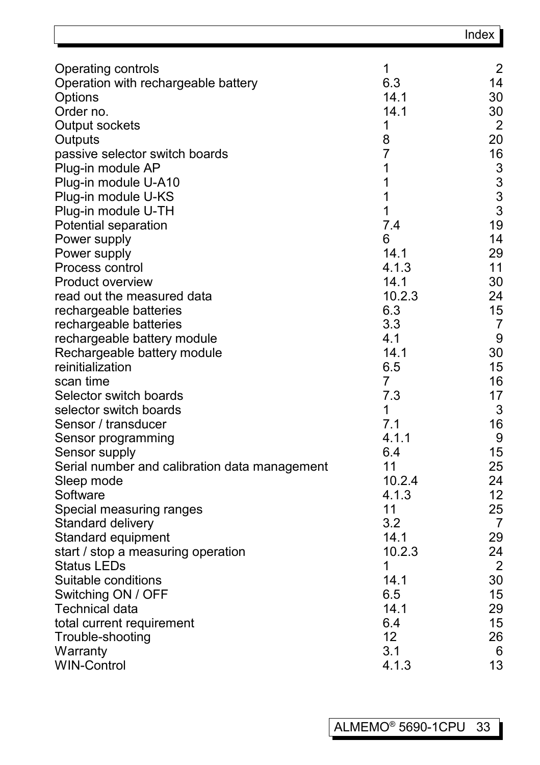| | | |
|---|---|---|
| Operating controls | 1 | 2 |
| Operation with rechargeable battery | 6.3 | 14 |
| Options | 14.1 | 30 |
| Order no. | 14.1 | 30 |
| Output sockets | 1 | 2 |
| Outputs | 8 | 20 |
| passive selector switch boards | 7 | 16 |
| Plug-in module AP | 1 | 3 |
| Plug-in module U-A10 | 1 | 3 |
| Plug-in module U-KS | 1 | 3 |
| Plug-in module U-TH | 1 | 3 |
| Potential separation | 7.4 | 19 |
| Power supply | 6 | 14 |
| Power supply | 14.1 | 29 |
| Process control | 4.1.3 | 11 |
| Product overview | 14.1 | 30 |
| read out the measured data | 10.2.3 | 24 |
| rechargeable batteries | 6.3 | 15 |
| rechargeable batteries | 3.3 | 7 |
| rechargeable battery module | 4.1 | 9 |
| Rechargeable battery module | 14.1 | 30 |
| reinitialization | 6.5 | 15 |
| scan time | 7 | 16 |
| Selector switch boards | 7.3 | 17 |
| selector switch boards | 1 | 3 |
| Sensor / transducer | 7.1 | 16 |
| Sensor programming | 4.1.1 | 9 |
| Sensor supply | 6.4 | 15 |
| Serial number and calibration data management | 11 | 25 |
| Sleep mode | 10.2.4 | 24 |
| Software | 4.1.3 | 12 |
| Special measuring ranges | 11 | 25 |
| Standard delivery | 3.2 | 7 |
| Standard equipment | 14.1 | 29 |
| start / stop a measuring operation | 10.2.3 | 24 |
| Status LEDs | 1 | 2 |
| Suitable conditions | 14.1 | 30 |
| Switching ON / OFF | 6.5 | 15 |
| Technical data | 14.1 | 29 |
| total current requirement | 6.4 | 15 |
| Trouble-shooting | 12 | 26 |
| Warranty | 3.1 | 6 |
| WIN-Control | 4.1.3 | 13 |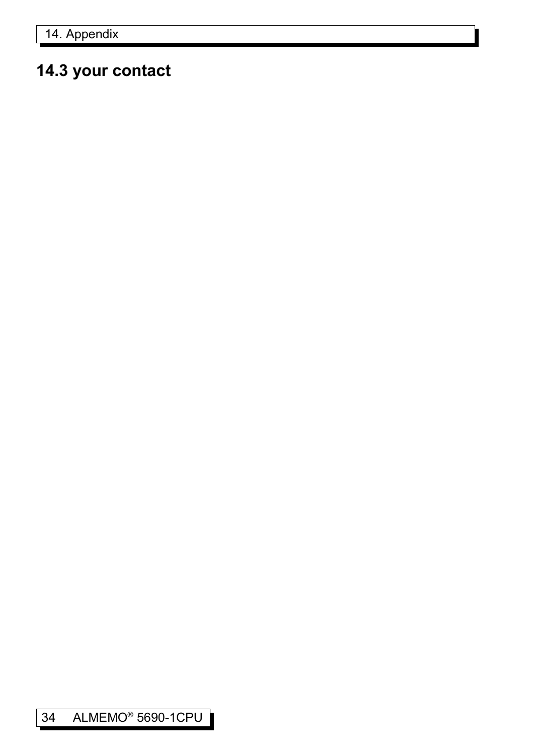## 14.3 your contact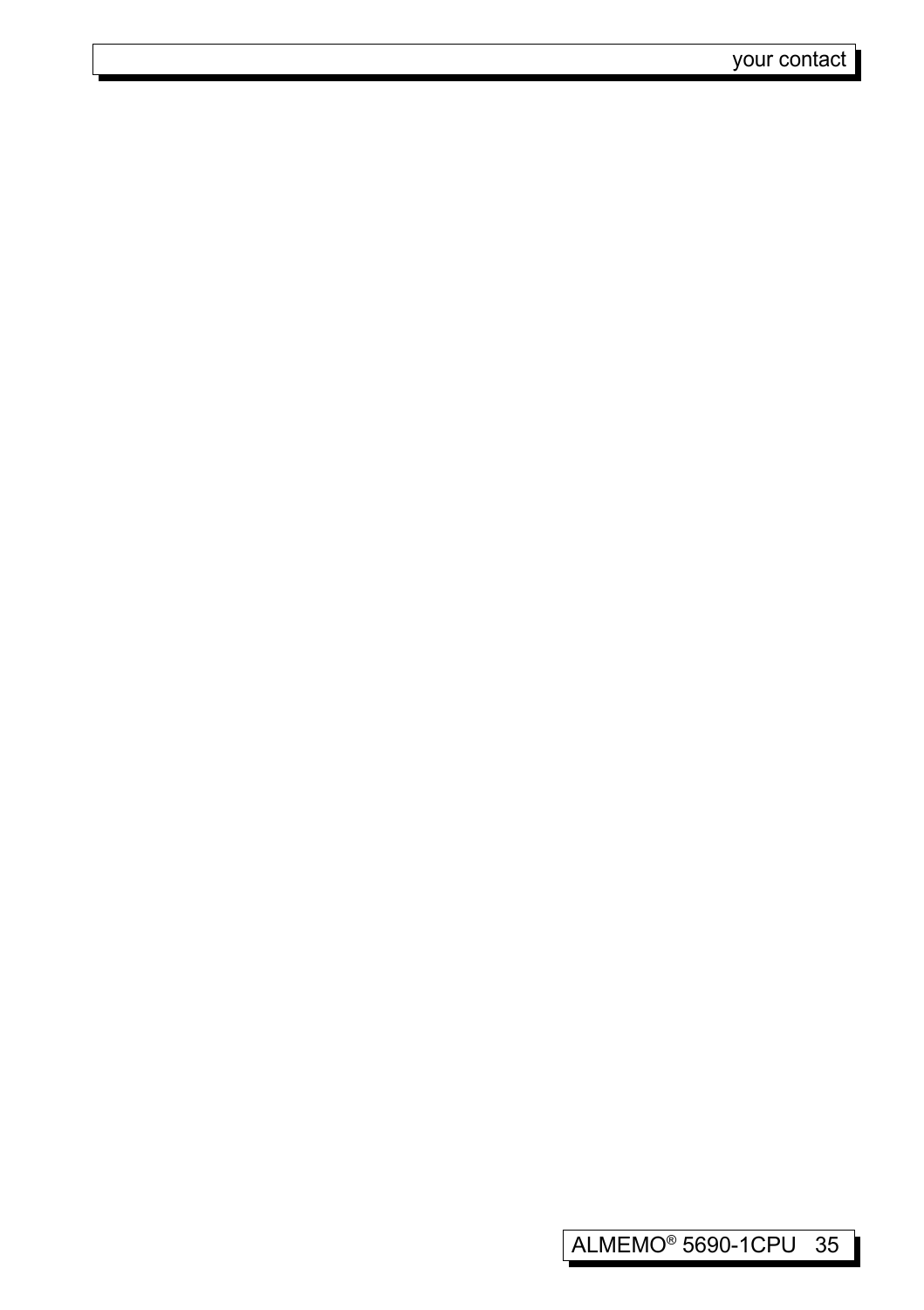your contact